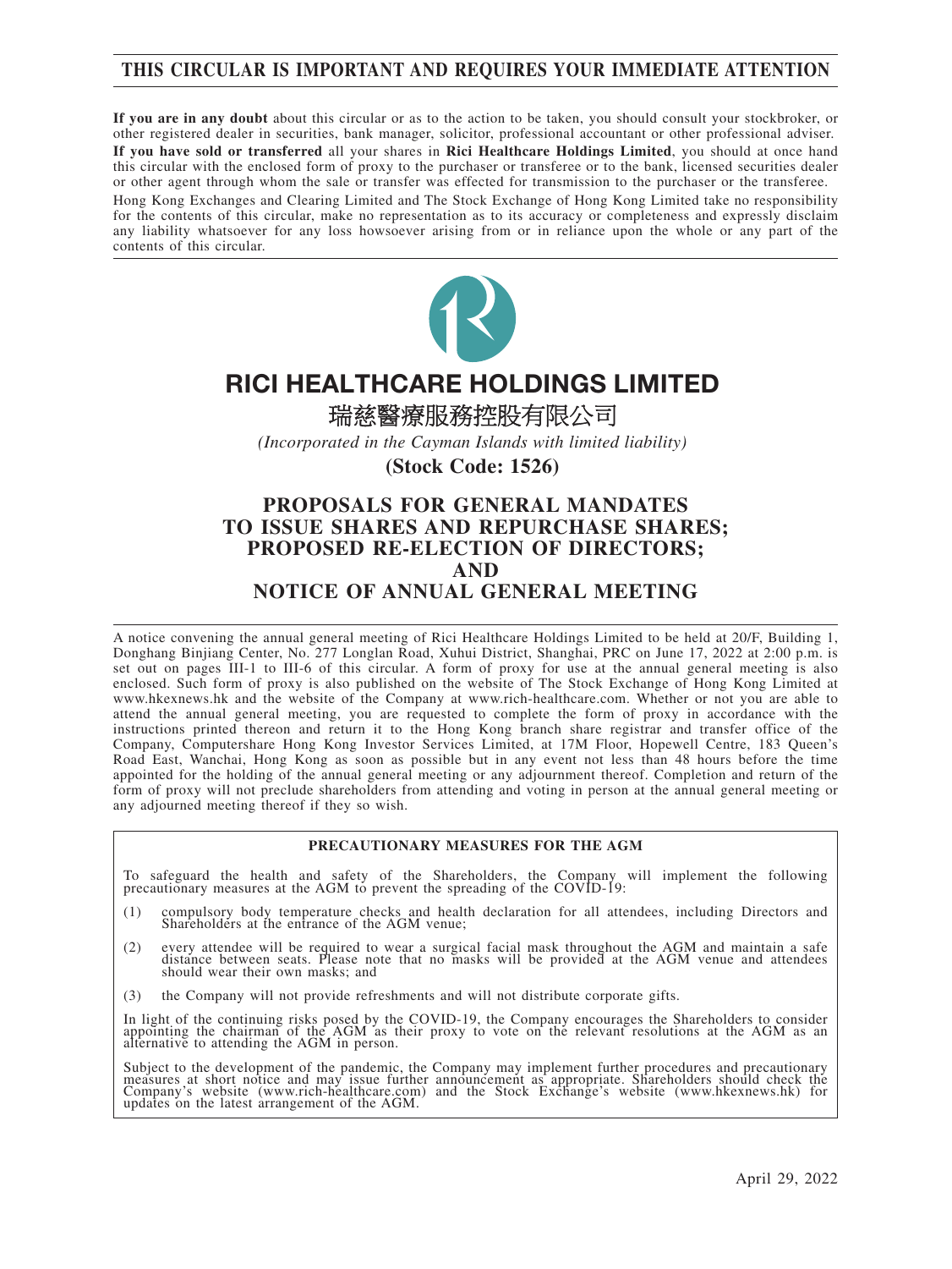**THIS CIRCULAR IS IMPORTANT AND REQUIRES YOUR IMMEDIATE ATTENTION**

**If you are in any doubt** about this circular or as to the action to be taken, you should consult your stockbroker, or other registered dealer in securities, bank manager, solicitor, professional accountant or other professional adviser.

**If you have sold or transferred** all your shares in **Rici Healthcare Holdings Limited**, you should at once hand this circular with the enclosed form of proxy to the purchaser or transferee or to the bank, licensed securities dealer or other agent through whom the sale or transfer was effected for transmission to the purchaser or the transferee.

Hong Kong Exchanges and Clearing Limited and The Stock Exchange of Hong Kong Limited take no responsibility for the contents of this circular, make no representation as to its accuracy or completeness and expressly disclaim any liability whatsoever for any loss howsoever arising from or in reliance upon the whole or any part of the contents of this circular.

# RICI HEALTHCARE HOLDINGS LIMITED

# 瑞慈醫療服務控股有限公司

*(Incorporated in the Cayman Islands with limited liability)*

**(Stock Code: 1526)**

# PROPOSALS FOR GENERAL MANDATES TO ISSUE SHARES AND REPURCHASE SHARES; PROPOSED RE-ELECTION OF DIRECTORS; AND NOTICE OF ANNUAL GENERAL MEETING

A notice convening the annual general meeting of Rici Healthcare Holdings Limited to be held at 20/F, Building 1, Donghang Binjiang Center, No. 277 Longlan Road, Xuhui District, Shanghai, PRC on June 17, 2022 at 2:00 p.m. is set out on pages III-1 to III-6 of this circular. A form of proxy for use at the annual general meeting is also enclosed. Such form of proxy is also published on the website of The Stock Exchange of Hong Kong Limited at www.hkexnews.hk and the website of the Company at www.rich-healthcare.com. Whether or not you are able to attend the annual general meeting, you are requested to complete the form of proxy in accordance with the instructions printed thereon and return it to the Hong Kong branch share registrar and transfer office of the Company, Computershare Hong Kong Investor Services Limited, at 17M Floor, Hopewell Centre, 183 Queen's Road East, Wanchai, Hong Kong as soon as possible but in any event not less than 48 hours before the time appointed for the holding of the annual general meeting or any adjournment thereof. Completion and return of the form of proxy will not preclude shareholders from attending and voting in person at the annual general meeting or any adjourned meeting thereof if they so wish.

**PRECAUTIONARY MEASURES FOR THE AGM**

To safeguard the health and safety of the Shareholders, the Company will implement the following precautionary measures at the AGM to prevent the spreading of the COVID-19:

(1) compulsory body temperature checks and health declaration for all attendees, including Directors and Shareholders at the entrance of the AGM venue;

(2) every attendee will be required to wear a surgical facial mask throughout the AGM and maintain a safe distance between seats. Please note that no masks will be provided at the AGM venue and attendees should wear their own masks; and

(3) the Company will not provide refreshments and will not distribute corporate gifts.

In light of the continuing risks posed by the COVID-19, the Company encourages the Shareholders to consider appointing the chairman of the AGM as their proxy to vote on the relevant resolutions at the AGM as an alternative to attending the AGM in person.

Subject to the development of the pandemic, the Company may implement further procedures and precautionary measures at short notice and may issue further announcement as appropriate. Shareholders should check the Company's website (www.rich-healthcare.com) and the Stock Exchange's website (www.hkexnews.hk) for updates on the latest arrangement of the AGM.

April 29, 2022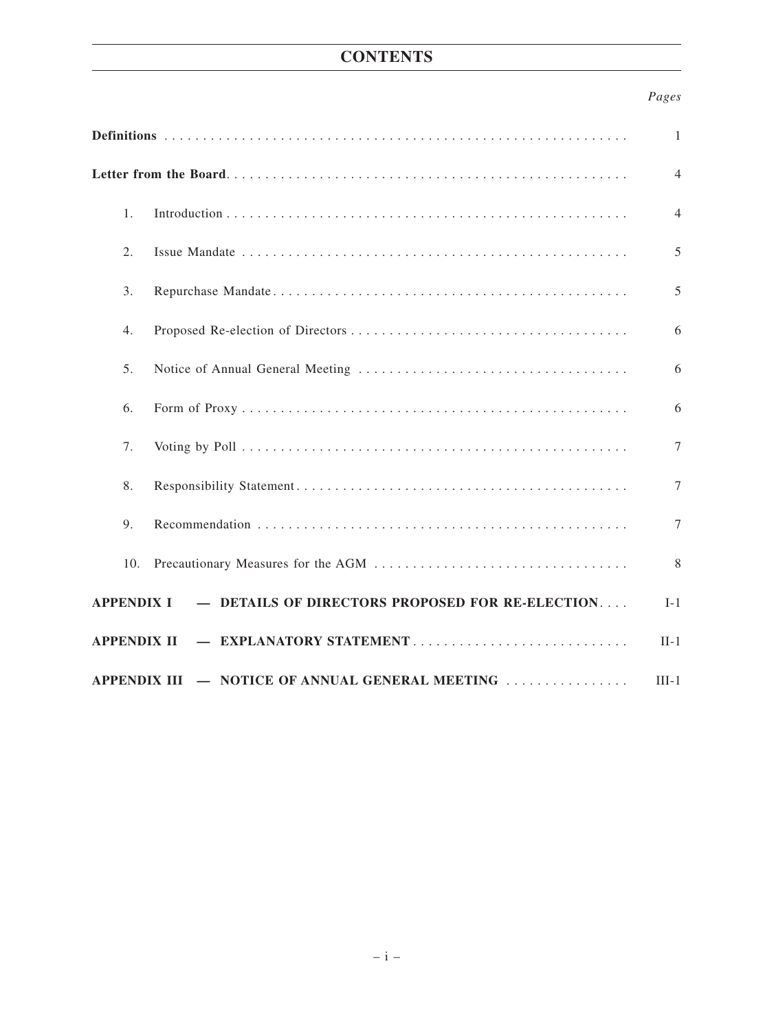# CONTENTS

| | *Pages* |
|---|---|
| **Definitions** | 1 |
| **Letter from the Board** | 4 |
| 1. Introduction | 4 |
| 2. Issue Mandate | 5 |
| 3. Repurchase Mandate | 5 |
| 4. Proposed Re-election of Directors | 6 |
| 5. Notice of Annual General Meeting | 6 |
| 6. Form of Proxy | 6 |
| 7. Voting by Poll | 7 |
| 8. Responsibility Statement | 7 |
| 9. Recommendation | 7 |
| 10. Precautionary Measures for the AGM | 8 |
| **APPENDIX I — DETAILS OF DIRECTORS PROPOSED FOR RE-ELECTION** | I-1 |
| **APPENDIX II — EXPLANATORY STATEMENT** | II-1 |
| **APPENDIX III — NOTICE OF ANNUAL GENERAL MEETING** | III-1 |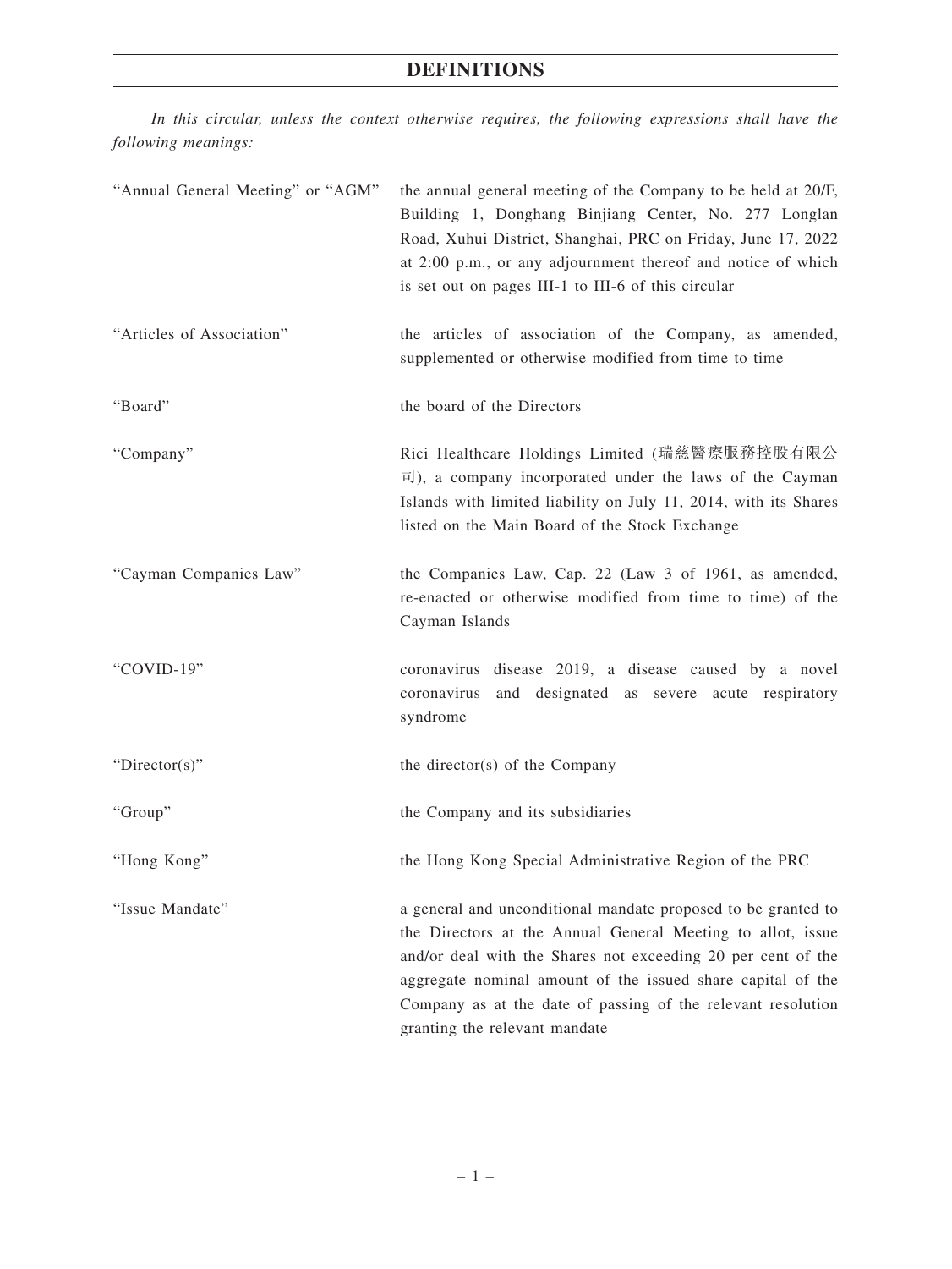# DEFINITIONS

*In this circular, unless the context otherwise requires, the following expressions shall have the following meanings:*

| | |
|---|---|
| "Annual General Meeting" or "AGM" | the annual general meeting of the Company to be held at 20/F, Building 1, Donghang Binjiang Center, No. 277 Longlan Road, Xuhui District, Shanghai, PRC on Friday, June 17, 2022 at 2:00 p.m., or any adjournment thereof and notice of which is set out on pages III-1 to III-6 of this circular |
| "Articles of Association" | the articles of association of the Company, as amended, supplemented or otherwise modified from time to time |
| "Board" | the board of the Directors |
| "Company" | Rici Healthcare Holdings Limited (瑞慈醫療服務控股有限公司), a company incorporated under the laws of the Cayman Islands with limited liability on July 11, 2014, with its Shares listed on the Main Board of the Stock Exchange |
| "Cayman Companies Law" | the Companies Law, Cap. 22 (Law 3 of 1961, as amended, re-enacted or otherwise modified from time to time) of the Cayman Islands |
| "COVID-19" | coronavirus disease 2019, a disease caused by a novel coronavirus and designated as severe acute respiratory syndrome |
| "Director(s)" | the director(s) of the Company |
| "Group" | the Company and its subsidiaries |
| "Hong Kong" | the Hong Kong Special Administrative Region of the PRC |
| "Issue Mandate" | a general and unconditional mandate proposed to be granted to the Directors at the Annual General Meeting to allot, issue and/or deal with the Shares not exceeding 20 per cent of the aggregate nominal amount of the issued share capital of the Company as at the date of passing of the relevant resolution granting the relevant mandate |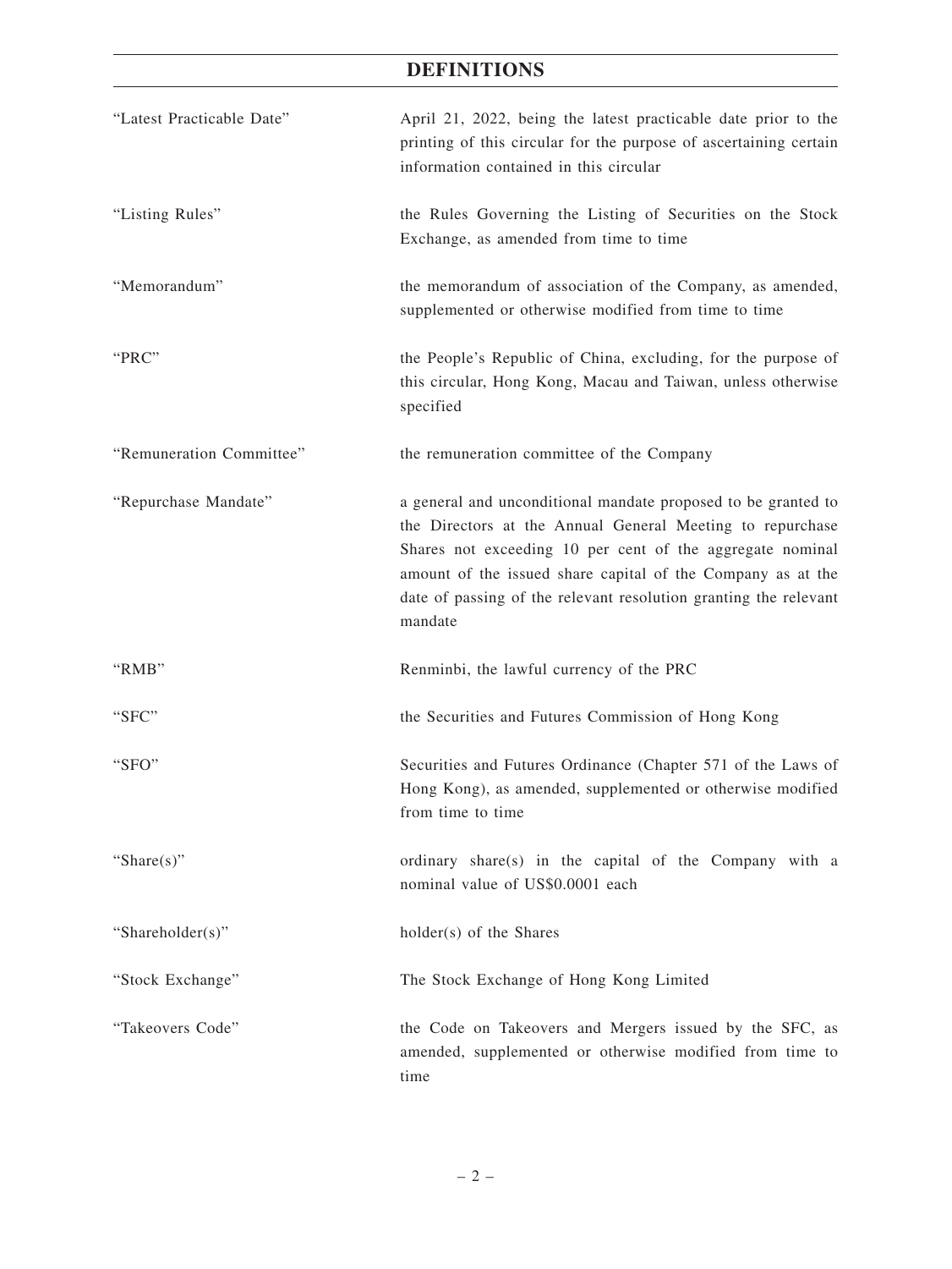# DEFINITIONS

| | |
|---|---|
| "Latest Practicable Date" | April 21, 2022, being the latest practicable date prior to the printing of this circular for the purpose of ascertaining certain information contained in this circular |
| "Listing Rules" | the Rules Governing the Listing of Securities on the Stock Exchange, as amended from time to time |
| "Memorandum" | the memorandum of association of the Company, as amended, supplemented or otherwise modified from time to time |
| "PRC" | the People's Republic of China, excluding, for the purpose of this circular, Hong Kong, Macau and Taiwan, unless otherwise specified |
| "Remuneration Committee" | the remuneration committee of the Company |
| "Repurchase Mandate" | a general and unconditional mandate proposed to be granted to the Directors at the Annual General Meeting to repurchase Shares not exceeding 10 per cent of the aggregate nominal amount of the issued share capital of the Company as at the date of passing of the relevant resolution granting the relevant mandate |
| "RMB" | Renminbi, the lawful currency of the PRC |
| "SFC" | the Securities and Futures Commission of Hong Kong |
| "SFO" | Securities and Futures Ordinance (Chapter 571 of the Laws of Hong Kong), as amended, supplemented or otherwise modified from time to time |
| "Share(s)" | ordinary share(s) in the capital of the Company with a nominal value of US$0.0001 each |
| "Shareholder(s)" | holder(s) of the Shares |
| "Stock Exchange" | The Stock Exchange of Hong Kong Limited |
| "Takeovers Code" | the Code on Takeovers and Mergers issued by the SFC, as amended, supplemented or otherwise modified from time to time |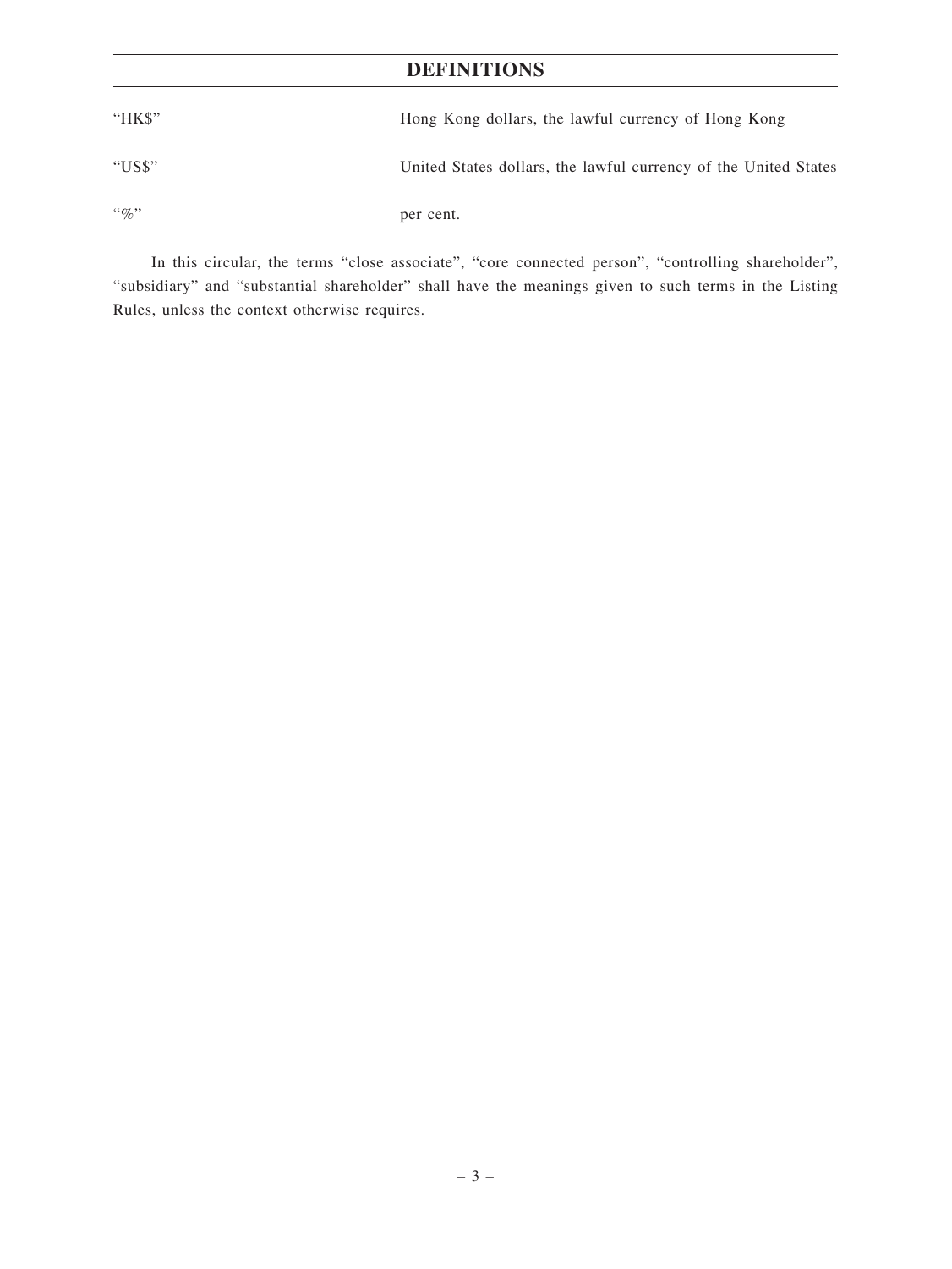# DEFINITIONS

| | |
|---|---|
| "HK$" | Hong Kong dollars, the lawful currency of Hong Kong |
| "US$" | United States dollars, the lawful currency of the United States |
| "%" | per cent. |

In this circular, the terms "close associate", "core connected person", "controlling shareholder", "subsidiary" and "substantial shareholder" shall have the meanings given to such terms in the Listing Rules, unless the context otherwise requires.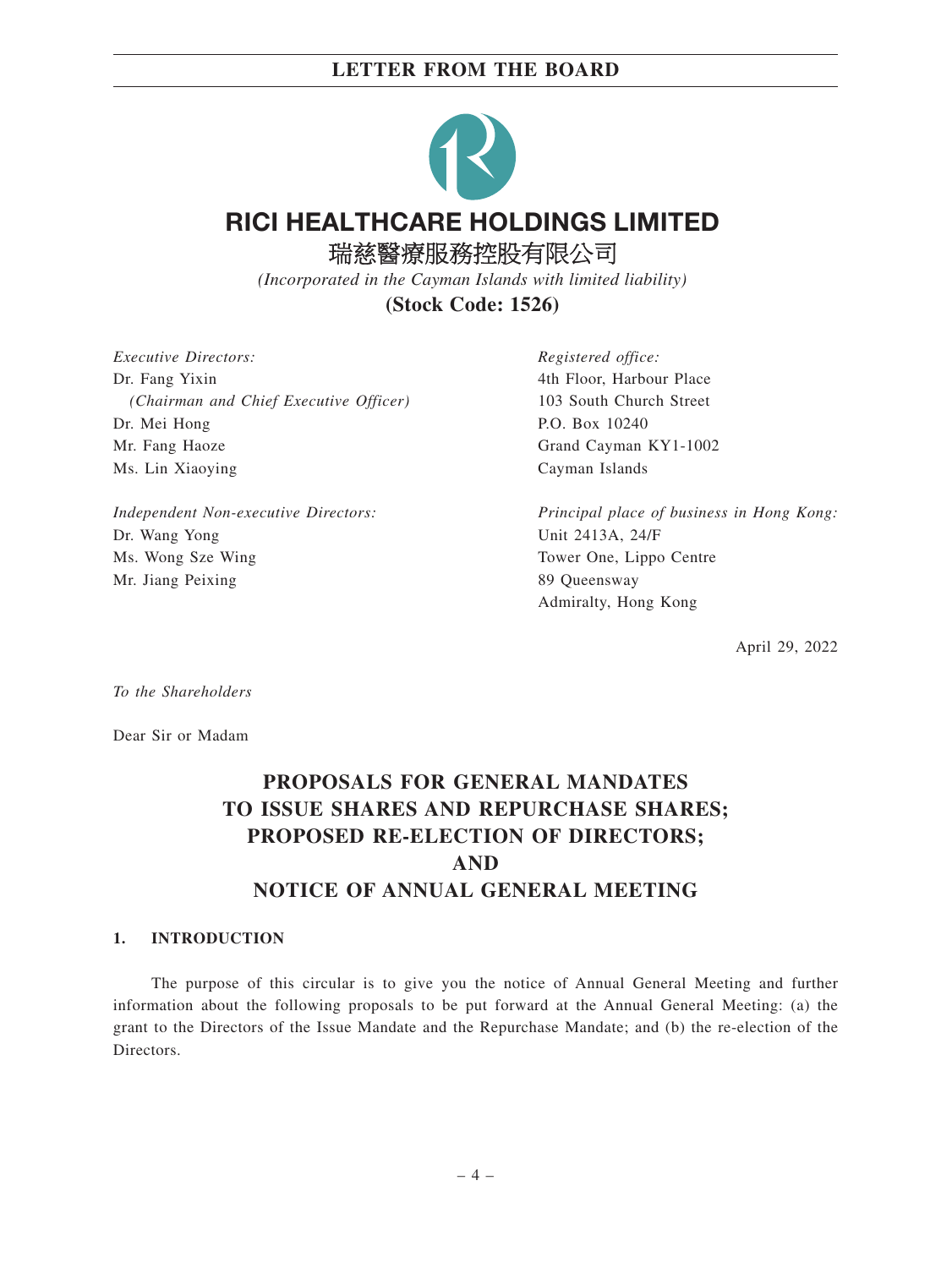# RICI HEALTHCARE HOLDINGS LIMITED

# 瑞慈醫療服務控股有限公司

*(Incorporated in the Cayman Islands with limited liability)*

**(Stock Code: 1526)**

*Executive Directors:*
Dr. Fang Yixin
*(Chairman and Chief Executive Officer)*
Dr. Mei Hong
Mr. Fang Haoze
Ms. Lin Xiaoying

*Independent Non-executive Directors:*
Dr. Wang Yong
Ms. Wong Sze Wing
Mr. Jiang Peixing

*Registered office:*
4th Floor, Harbour Place
103 South Church Street
P.O. Box 10240
Grand Cayman KY1-1002
Cayman Islands

*Principal place of business in Hong Kong:*
Unit 2413A, 24/F
Tower One, Lippo Centre
89 Queensway
Admiralty, Hong Kong

April 29, 2022

*To the Shareholders*

Dear Sir or Madam

## PROPOSALS FOR GENERAL MANDATES TO ISSUE SHARES AND REPURCHASE SHARES; PROPOSED RE-ELECTION OF DIRECTORS; AND NOTICE OF ANNUAL GENERAL MEETING

### 1. INTRODUCTION

The purpose of this circular is to give you the notice of Annual General Meeting and further information about the following proposals to be put forward at the Annual General Meeting: (a) the grant to the Directors of the Issue Mandate and the Repurchase Mandate; and (b) the re-election of the Directors.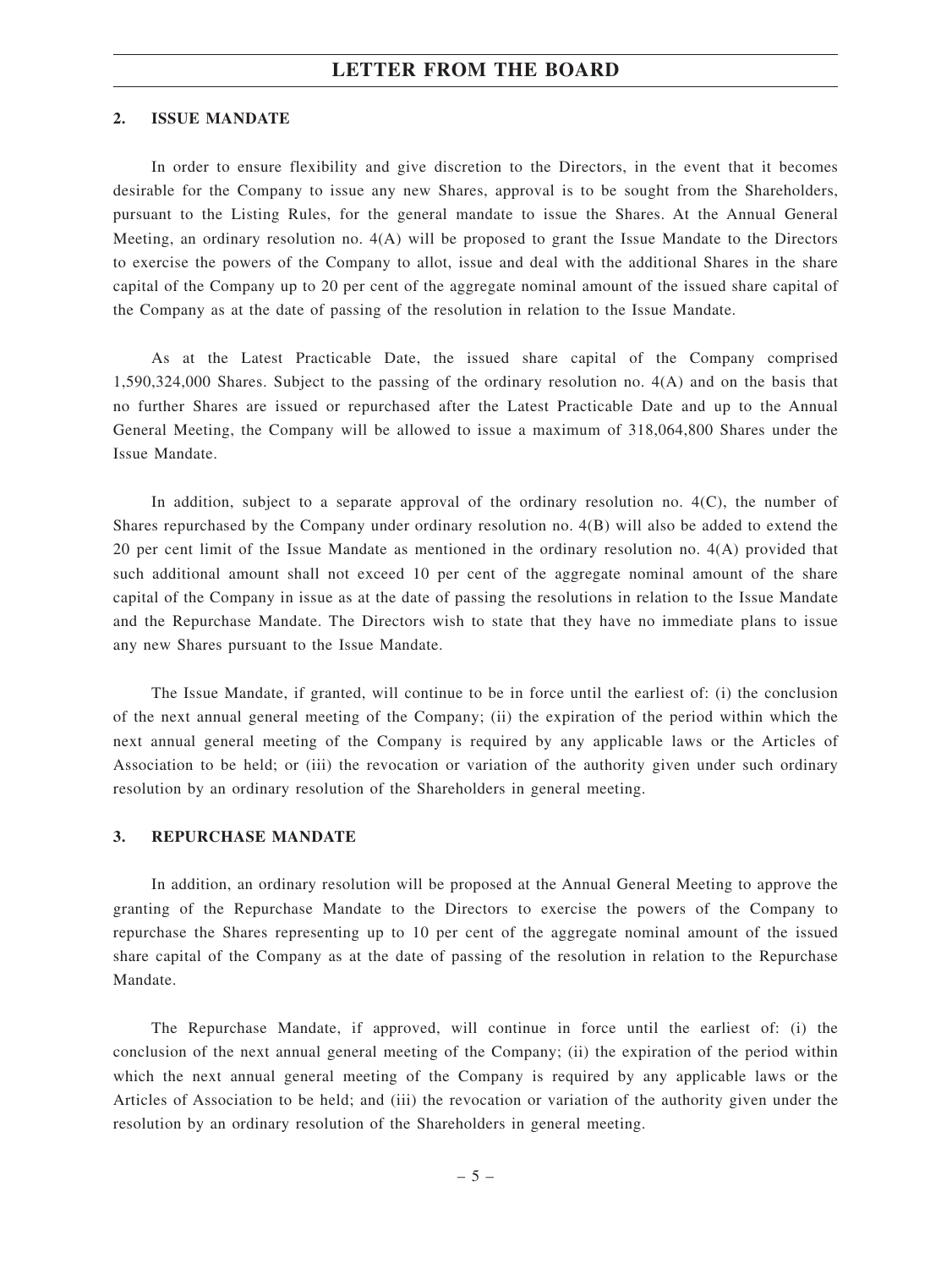## 2. ISSUE MANDATE

In order to ensure flexibility and give discretion to the Directors, in the event that it becomes desirable for the Company to issue any new Shares, approval is to be sought from the Shareholders, pursuant to the Listing Rules, for the general mandate to issue the Shares. At the Annual General Meeting, an ordinary resolution no. 4(A) will be proposed to grant the Issue Mandate to the Directors to exercise the powers of the Company to allot, issue and deal with the additional Shares in the share capital of the Company up to 20 per cent of the aggregate nominal amount of the issued share capital of the Company as at the date of passing of the resolution in relation to the Issue Mandate.

As at the Latest Practicable Date, the issued share capital of the Company comprised 1,590,324,000 Shares. Subject to the passing of the ordinary resolution no. 4(A) and on the basis that no further Shares are issued or repurchased after the Latest Practicable Date and up to the Annual General Meeting, the Company will be allowed to issue a maximum of 318,064,800 Shares under the Issue Mandate.

In addition, subject to a separate approval of the ordinary resolution no. 4(C), the number of Shares repurchased by the Company under ordinary resolution no. 4(B) will also be added to extend the 20 per cent limit of the Issue Mandate as mentioned in the ordinary resolution no. 4(A) provided that such additional amount shall not exceed 10 per cent of the aggregate nominal amount of the share capital of the Company in issue as at the date of passing the resolutions in relation to the Issue Mandate and the Repurchase Mandate. The Directors wish to state that they have no immediate plans to issue any new Shares pursuant to the Issue Mandate.

The Issue Mandate, if granted, will continue to be in force until the earliest of: (i) the conclusion of the next annual general meeting of the Company; (ii) the expiration of the period within which the next annual general meeting of the Company is required by any applicable laws or the Articles of Association to be held; or (iii) the revocation or variation of the authority given under such ordinary resolution by an ordinary resolution of the Shareholders in general meeting.

## 3. REPURCHASE MANDATE

In addition, an ordinary resolution will be proposed at the Annual General Meeting to approve the granting of the Repurchase Mandate to the Directors to exercise the powers of the Company to repurchase the Shares representing up to 10 per cent of the aggregate nominal amount of the issued share capital of the Company as at the date of passing of the resolution in relation to the Repurchase Mandate.

The Repurchase Mandate, if approved, will continue in force until the earliest of: (i) the conclusion of the next annual general meeting of the Company; (ii) the expiration of the period within which the next annual general meeting of the Company is required by any applicable laws or the Articles of Association to be held; and (iii) the revocation or variation of the authority given under the resolution by an ordinary resolution of the Shareholders in general meeting.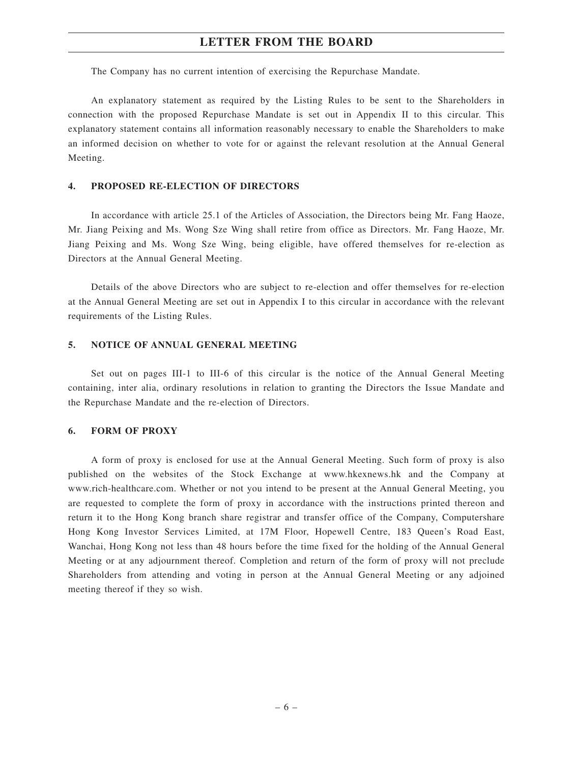The Company has no current intention of exercising the Repurchase Mandate.

An explanatory statement as required by the Listing Rules to be sent to the Shareholders in connection with the proposed Repurchase Mandate is set out in Appendix II to this circular. This explanatory statement contains all information reasonably necessary to enable the Shareholders to make an informed decision on whether to vote for or against the relevant resolution at the Annual General Meeting.

## 4. PROPOSED RE-ELECTION OF DIRECTORS

In accordance with article 25.1 of the Articles of Association, the Directors being Mr. Fang Haoze, Mr. Jiang Peixing and Ms. Wong Sze Wing shall retire from office as Directors. Mr. Fang Haoze, Mr. Jiang Peixing and Ms. Wong Sze Wing, being eligible, have offered themselves for re-election as Directors at the Annual General Meeting.

Details of the above Directors who are subject to re-election and offer themselves for re-election at the Annual General Meeting are set out in Appendix I to this circular in accordance with the relevant requirements of the Listing Rules.

## 5. NOTICE OF ANNUAL GENERAL MEETING

Set out on pages III-1 to III-6 of this circular is the notice of the Annual General Meeting containing, inter alia, ordinary resolutions in relation to granting the Directors the Issue Mandate and the Repurchase Mandate and the re-election of Directors.

## 6. FORM OF PROXY

A form of proxy is enclosed for use at the Annual General Meeting. Such form of proxy is also published on the websites of the Stock Exchange at www.hkexnews.hk and the Company at www.rich-healthcare.com. Whether or not you intend to be present at the Annual General Meeting, you are requested to complete the form of proxy in accordance with the instructions printed thereon and return it to the Hong Kong branch share registrar and transfer office of the Company, Computershare Hong Kong Investor Services Limited, at 17M Floor, Hopewell Centre, 183 Queen's Road East, Wanchai, Hong Kong not less than 48 hours before the time fixed for the holding of the Annual General Meeting or at any adjournment thereof. Completion and return of the form of proxy will not preclude Shareholders from attending and voting in person at the Annual General Meeting or any adjioned meeting thereof if they so wish.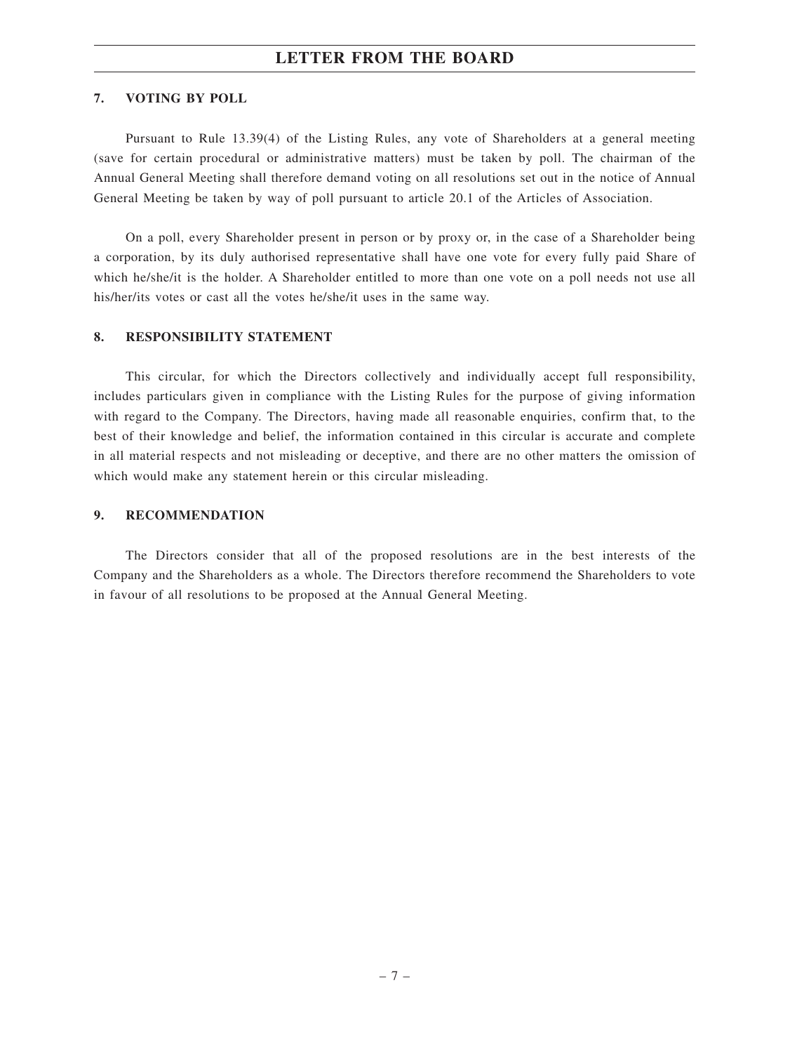## 7. VOTING BY POLL

Pursuant to Rule 13.39(4) of the Listing Rules, any vote of Shareholders at a general meeting (save for certain procedural or administrative matters) must be taken by poll. The chairman of the Annual General Meeting shall therefore demand voting on all resolutions set out in the notice of Annual General Meeting be taken by way of poll pursuant to article 20.1 of the Articles of Association.

On a poll, every Shareholder present in person or by proxy or, in the case of a Shareholder being a corporation, by its duly authorised representative shall have one vote for every fully paid Share of which he/she/it is the holder. A Shareholder entitled to more than one vote on a poll needs not use all his/her/its votes or cast all the votes he/she/it uses in the same way.

## 8. RESPONSIBILITY STATEMENT

This circular, for which the Directors collectively and individually accept full responsibility, includes particulars given in compliance with the Listing Rules for the purpose of giving information with regard to the Company. The Directors, having made all reasonable enquiries, confirm that, to the best of their knowledge and belief, the information contained in this circular is accurate and complete in all material respects and not misleading or deceptive, and there are no other matters the omission of which would make any statement herein or this circular misleading.

## 9. RECOMMENDATION

The Directors consider that all of the proposed resolutions are in the best interests of the Company and the Shareholders as a whole. The Directors therefore recommend the Shareholders to vote in favour of all resolutions to be proposed at the Annual General Meeting.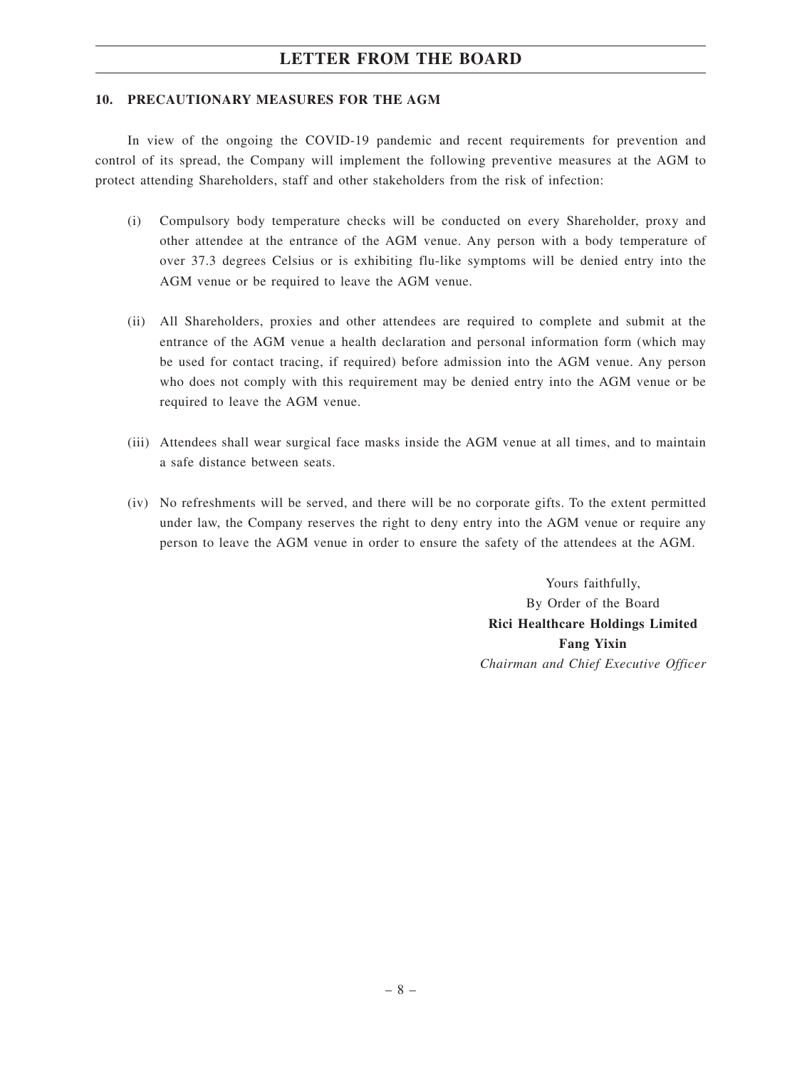## 10. PRECAUTIONARY MEASURES FOR THE AGM

In view of the ongoing the COVID-19 pandemic and recent requirements for prevention and control of its spread, the Company will implement the following preventive measures at the AGM to protect attending Shareholders, staff and other stakeholders from the risk of infection:

(i) Compulsory body temperature checks will be conducted on every Shareholder, proxy and other attendee at the entrance of the AGM venue. Any person with a body temperature of over 37.3 degrees Celsius or is exhibiting flu-like symptoms will be denied entry into the AGM venue or be required to leave the AGM venue.

(ii) All Shareholders, proxies and other attendees are required to complete and submit at the entrance of the AGM venue a health declaration and personal information form (which may be used for contact tracing, if required) before admission into the AGM venue. Any person who does not comply with this requirement may be denied entry into the AGM venue or be required to leave the AGM venue.

(iii) Attendees shall wear surgical face masks inside the AGM venue at all times, and to maintain a safe distance between seats.

(iv) No refreshments will be served, and there will be no corporate gifts. To the extent permitted under law, the Company reserves the right to deny entry into the AGM venue or require any person to leave the AGM venue in order to ensure the safety of the attendees at the AGM.

Yours faithfully,
By Order of the Board
**Rici Healthcare Holdings Limited**
**Fang Yixin**
*Chairman and Chief Executive Officer*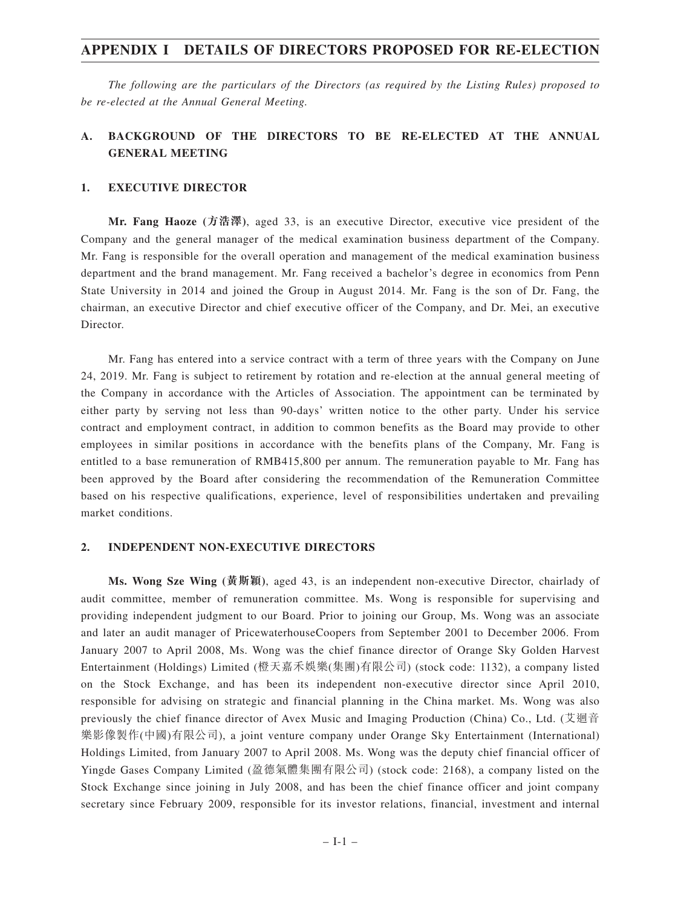# APPENDIX I DETAILS OF DIRECTORS PROPOSED FOR RE-ELECTION

*The following are the particulars of the Directors (as required by the Listing Rules) proposed to be re-elected at the Annual General Meeting.*

## A. BACKGROUND OF THE DIRECTORS TO BE RE-ELECTED AT THE ANNUAL GENERAL MEETING

### 1. EXECUTIVE DIRECTOR

**Mr. Fang Haoze (方浩澤)**, aged 33, is an executive Director, executive vice president of the Company and the general manager of the medical examination business department of the Company. Mr. Fang is responsible for the overall operation and management of the medical examination business department and the brand management. Mr. Fang received a bachelor's degree in economics from Penn State University in 2014 and joined the Group in August 2014. Mr. Fang is the son of Dr. Fang, the chairman, an executive Director and chief executive officer of the Company, and Dr. Mei, an executive Director.

Mr. Fang has entered into a service contract with a term of three years with the Company on June 24, 2019. Mr. Fang is subject to retirement by rotation and re-election at the annual general meeting of the Company in accordance with the Articles of Association. The appointment can be terminated by either party by serving not less than 90-days' written notice to the other party. Under his service contract and employment contract, in addition to common benefits as the Board may provide to other employees in similar positions in accordance with the benefits plans of the Company, Mr. Fang is entitled to a base remuneration of RMB415,800 per annum. The remuneration payable to Mr. Fang has been approved by the Board after considering the recommendation of the Remuneration Committee based on his respective qualifications, experience, level of responsibilities undertaken and prevailing market conditions.

### 2. INDEPENDENT NON-EXECUTIVE DIRECTORS

**Ms. Wong Sze Wing (黃斯穎)**, aged 43, is an independent non-executive Director, chairlady of audit committee, member of remuneration committee. Ms. Wong is responsible for supervising and providing independent judgment to our Board. Prior to joining our Group, Ms. Wong was an associate and later an audit manager of PricewaterhouseCoopers from September 2001 to December 2006. From January 2007 to April 2008, Ms. Wong was the chief finance director of Orange Sky Golden Harvest Entertainment (Holdings) Limited (橙天嘉禾娛樂(集團)有限公司) (stock code: 1132), a company listed on the Stock Exchange, and has been its independent non-executive director since April 2010, responsible for advising on strategic and financial planning in the China market. Ms. Wong was also previously the chief finance director of Avex Music and Imaging Production (China) Co., Ltd. (艾迴音樂影像製作(中國)有限公司), a joint venture company under Orange Sky Entertainment (International) Holdings Limited, from January 2007 to April 2008. Ms. Wong was the deputy chief financial officer of Yingde Gases Company Limited (盈德氣體集團有限公司) (stock code: 2168), a company listed on the Stock Exchange since joining in July 2008, and has been the chief finance officer and joint company secretary since February 2009, responsible for its investor relations, financial, investment and internal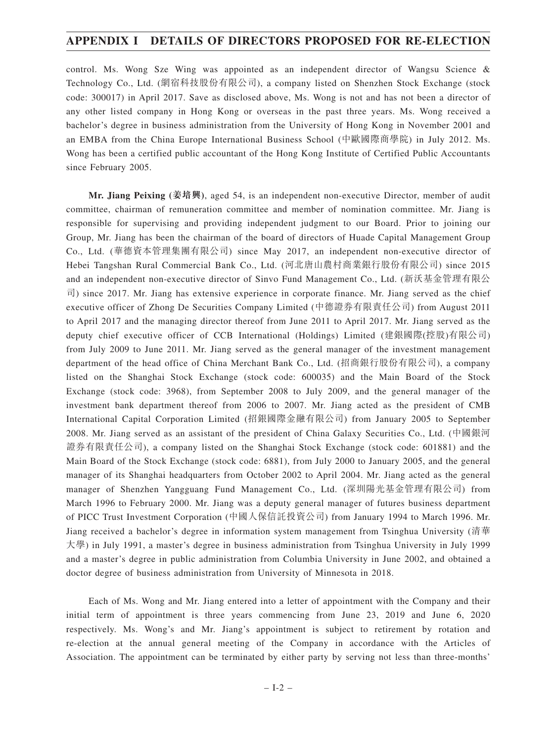control. Ms. Wong Sze Wing was appointed as an independent director of Wangsu Science & Technology Co., Ltd. (網宿科技股份有限公司), a company listed on Shenzhen Stock Exchange (stock code: 300017) in April 2017. Save as disclosed above, Ms. Wong is not and has not been a director of any other listed company in Hong Kong or overseas in the past three years. Ms. Wong received a bachelor's degree in business administration from the University of Hong Kong in November 2001 and an EMBA from the China Europe International Business School (中歐國際商學院) in July 2012. Ms. Wong has been a certified public accountant of the Hong Kong Institute of Certified Public Accountants since February 2005.

**Mr. Jiang Peixing (姜培興)**, aged 54, is an independent non-executive Director, member of audit committee, chairman of remuneration committee and member of nomination committee. Mr. Jiang is responsible for supervising and providing independent judgment to our Board. Prior to joining our Group, Mr. Jiang has been the chairman of the board of directors of Huade Capital Management Group Co., Ltd. (華德資本管理集團有限公司) since May 2017, an independent non-executive director of Hebei Tangshan Rural Commercial Bank Co., Ltd. (河北唐山農村商業銀行股份有限公司) since 2015 and an independent non-executive director of Sinvo Fund Management Co., Ltd. (新沃基金管理有限公司) since 2017. Mr. Jiang has extensive experience in corporate finance. Mr. Jiang served as the chief executive officer of Zhong De Securities Company Limited (中德證券有限責任公司) from August 2011 to April 2017 and the managing director thereof from June 2011 to April 2017. Mr. Jiang served as the deputy chief executive officer of CCB International (Holdings) Limited (建銀國際(控股)有限公司) from July 2009 to June 2011. Mr. Jiang served as the general manager of the investment management department of the head office of China Merchant Bank Co., Ltd. (招商銀行股份有限公司), a company listed on the Shanghai Stock Exchange (stock code: 600035) and the Main Board of the Stock Exchange (stock code: 3968), from September 2008 to July 2009, and the general manager of the investment bank department thereof from 2006 to 2007. Mr. Jiang acted as the president of CMB International Capital Corporation Limited (招銀國際金融有限公司) from January 2005 to September 2008. Mr. Jiang served as an assistant of the president of China Galaxy Securities Co., Ltd. (中國銀河證券有限責任公司), a company listed on the Shanghai Stock Exchange (stock code: 601881) and the Main Board of the Stock Exchange (stock code: 6881), from July 2000 to January 2005, and the general manager of its Shanghai headquarters from October 2002 to April 2004. Mr. Jiang acted as the general manager of Shenzhen Yangguang Fund Management Co., Ltd. (深圳陽光基金管理有限公司) from March 1996 to February 2000. Mr. Jiang was a deputy general manager of futures business department of PICC Trust Investment Corporation (中國人保信託投資公司) from January 1994 to March 1996. Mr. Jiang received a bachelor's degree in information system management from Tsinghua University (清華大學) in July 1991, a master's degree in business administration from Tsinghua University in July 1999 and a master's degree in public administration from Columbia University in June 2002, and obtained a doctor degree of business administration from University of Minnesota in 2018.

Each of Ms. Wong and Mr. Jiang entered into a letter of appointment with the Company and their initial term of appointment is three years commencing from June 23, 2019 and June 6, 2020 respectively. Ms. Wong's and Mr. Jiang's appointment is subject to retirement by rotation and re-election at the annual general meeting of the Company in accordance with the Articles of Association. The appointment can be terminated by either party by serving not less than three-months'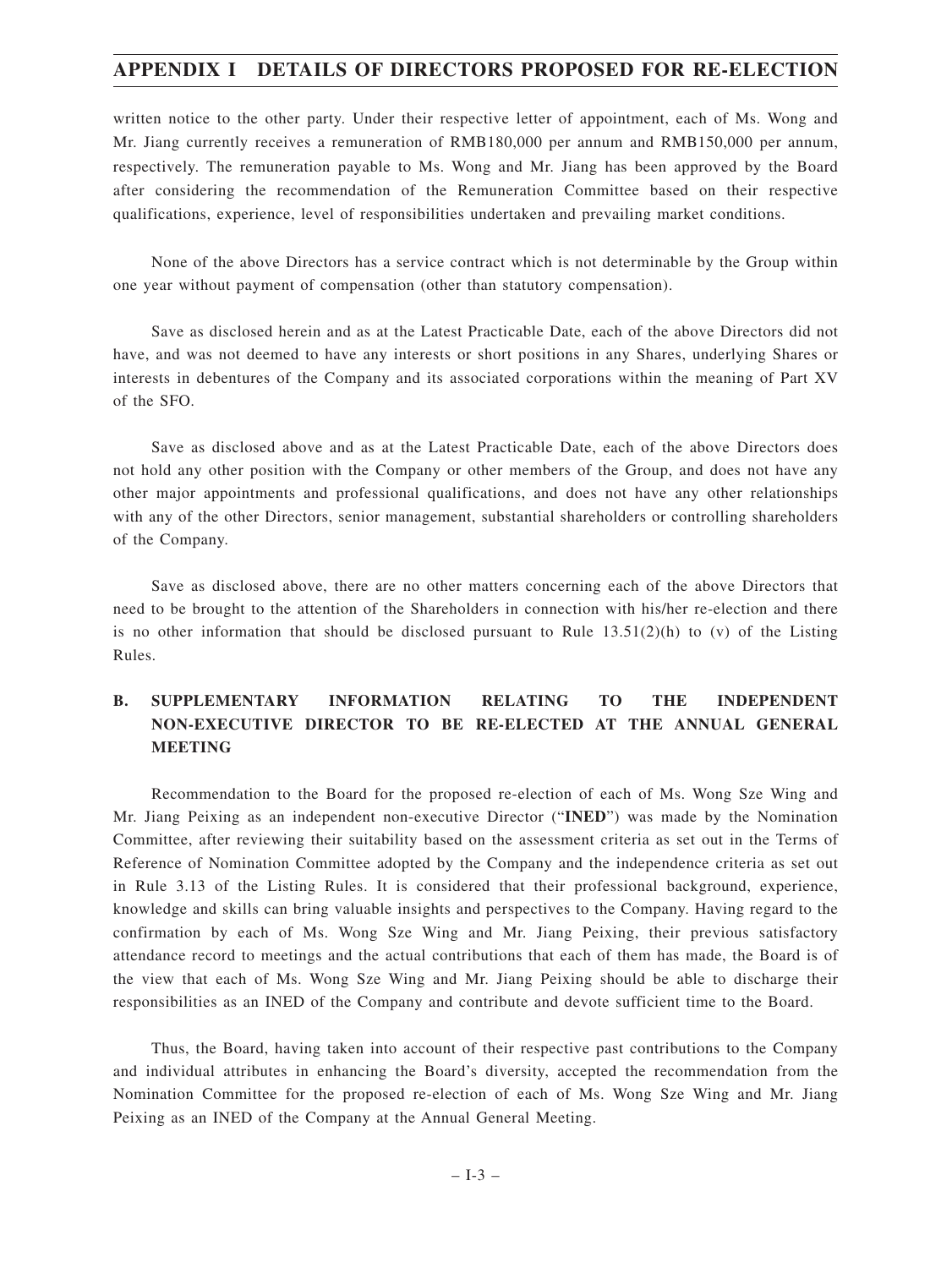written notice to the other party. Under their respective letter of appointment, each of Ms. Wong and Mr. Jiang currently receives a remuneration of RMB180,000 per annum and RMB150,000 per annum, respectively. The remuneration payable to Ms. Wong and Mr. Jiang has been approved by the Board after considering the recommendation of the Remuneration Committee based on their respective qualifications, experience, level of responsibilities undertaken and prevailing market conditions.

None of the above Directors has a service contract which is not determinable by the Group within one year without payment of compensation (other than statutory compensation).

Save as disclosed herein and as at the Latest Practicable Date, each of the above Directors did not have, and was not deemed to have any interests or short positions in any Shares, underlying Shares or interests in debentures of the Company and its associated corporations within the meaning of Part XV of the SFO.

Save as disclosed above and as at the Latest Practicable Date, each of the above Directors does not hold any other position with the Company or other members of the Group, and does not have any other major appointments and professional qualifications, and does not have any other relationships with any of the other Directors, senior management, substantial shareholders or controlling shareholders of the Company.

Save as disclosed above, there are no other matters concerning each of the above Directors that need to be brought to the attention of the Shareholders in connection with his/her re-election and there is no other information that should be disclosed pursuant to Rule 13.51(2)(h) to (v) of the Listing Rules.

## B. SUPPLEMENTARY INFORMATION RELATING TO THE INDEPENDENT NON-EXECUTIVE DIRECTOR TO BE RE-ELECTED AT THE ANNUAL GENERAL MEETING

Recommendation to the Board for the proposed re-election of each of Ms. Wong Sze Wing and Mr. Jiang Peixing as an independent non-executive Director ("**INED**") was made by the Nomination Committee, after reviewing their suitability based on the assessment criteria as set out in the Terms of Reference of Nomination Committee adopted by the Company and the independence criteria as set out in Rule 3.13 of the Listing Rules. It is considered that their professional background, experience, knowledge and skills can bring valuable insights and perspectives to the Company. Having regard to the confirmation by each of Ms. Wong Sze Wing and Mr. Jiang Peixing, their previous satisfactory attendance record to meetings and the actual contributions that each of them has made, the Board is of the view that each of Ms. Wong Sze Wing and Mr. Jiang Peixing should be able to discharge their responsibilities as an INED of the Company and contribute and devote sufficient time to the Board.

Thus, the Board, having taken into account of their respective past contributions to the Company and individual attributes in enhancing the Board's diversity, accepted the recommendation from the Nomination Committee for the proposed re-election of each of Ms. Wong Sze Wing and Mr. Jiang Peixing as an INED of the Company at the Annual General Meeting.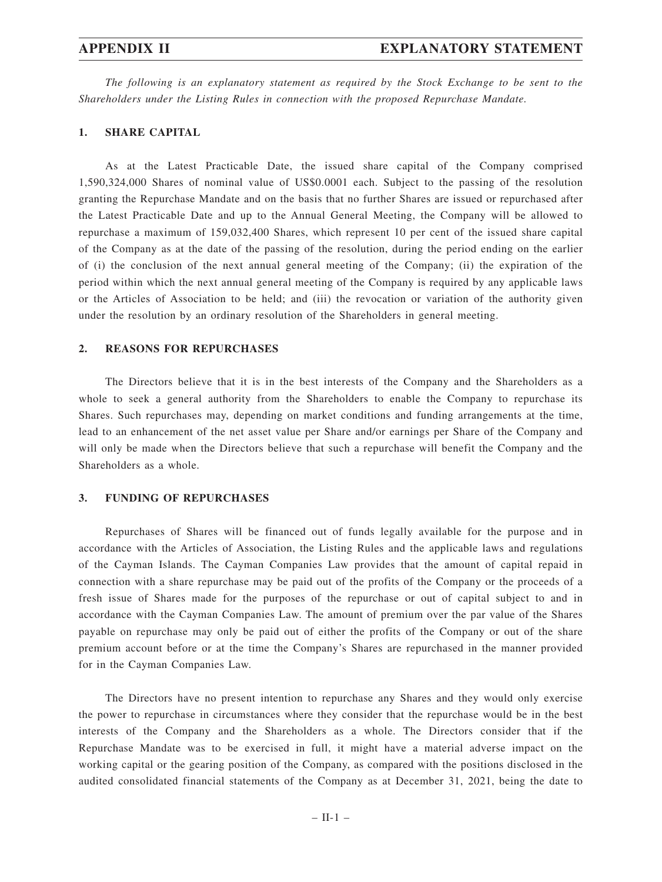*The following is an explanatory statement as required by the Stock Exchange to be sent to the Shareholders under the Listing Rules in connection with the proposed Repurchase Mandate.*

## 1. SHARE CAPITAL

As at the Latest Practicable Date, the issued share capital of the Company comprised 1,590,324,000 Shares of nominal value of US$0.0001 each. Subject to the passing of the resolution granting the Repurchase Mandate and on the basis that no further Shares are issued or repurchased after the Latest Practicable Date and up to the Annual General Meeting, the Company will be allowed to repurchase a maximum of 159,032,400 Shares, which represent 10 per cent of the issued share capital of the Company as at the date of the passing of the resolution, during the period ending on the earlier of (i) the conclusion of the next annual general meeting of the Company; (ii) the expiration of the period within which the next annual general meeting of the Company is required by any applicable laws or the Articles of Association to be held; and (iii) the revocation or variation of the authority given under the resolution by an ordinary resolution of the Shareholders in general meeting.

## 2. REASONS FOR REPURCHASES

The Directors believe that it is in the best interests of the Company and the Shareholders as a whole to seek a general authority from the Shareholders to enable the Company to repurchase its Shares. Such repurchases may, depending on market conditions and funding arrangements at the time, lead to an enhancement of the net asset value per Share and/or earnings per Share of the Company and will only be made when the Directors believe that such a repurchase will benefit the Company and the Shareholders as a whole.

## 3. FUNDING OF REPURCHASES

Repurchases of Shares will be financed out of funds legally available for the purpose and in accordance with the Articles of Association, the Listing Rules and the applicable laws and regulations of the Cayman Islands. The Cayman Companies Law provides that the amount of capital repaid in connection with a share repurchase may be paid out of the profits of the Company or the proceeds of a fresh issue of Shares made for the purposes of the repurchase or out of capital subject to and in accordance with the Cayman Companies Law. The amount of premium over the par value of the Shares payable on repurchase may only be paid out of either the profits of the Company or out of the share premium account before or at the time the Company's Shares are repurchased in the manner provided for in the Cayman Companies Law.

The Directors have no present intention to repurchase any Shares and they would only exercise the power to repurchase in circumstances where they consider that the repurchase would be in the best interests of the Company and the Shareholders as a whole. The Directors consider that if the Repurchase Mandate was to be exercised in full, it might have a material adverse impact on the working capital or the gearing position of the Company, as compared with the positions disclosed in the audited consolidated financial statements of the Company as at December 31, 2021, being the date to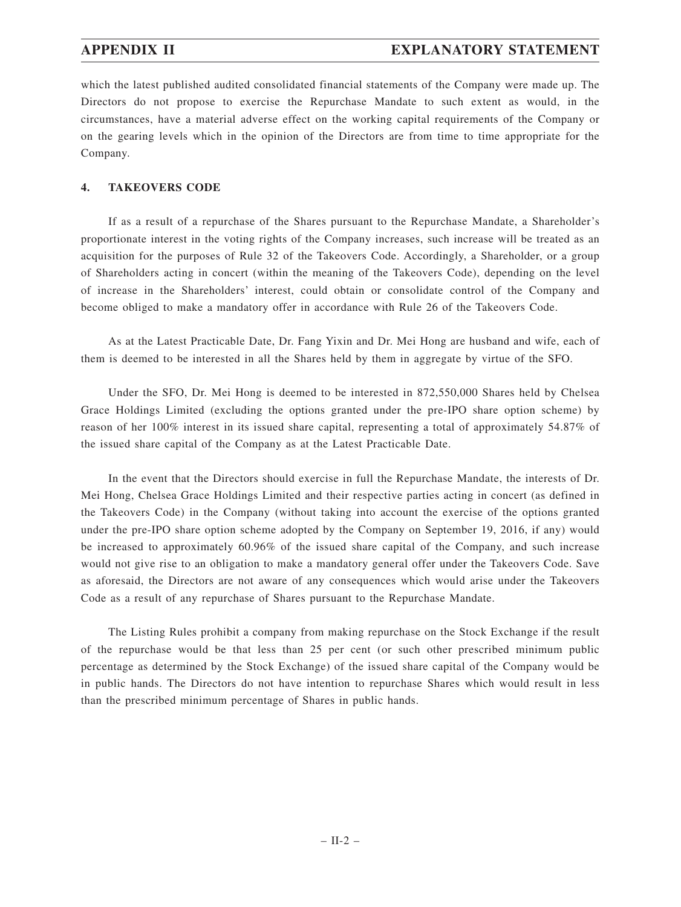which the latest published audited consolidated financial statements of the Company were made up. The Directors do not propose to exercise the Repurchase Mandate to such extent as would, in the circumstances, have a material adverse effect on the working capital requirements of the Company or on the gearing levels which in the opinion of the Directors are from time to time appropriate for the Company.

**4. TAKEOVERS CODE**

If as a result of a repurchase of the Shares pursuant to the Repurchase Mandate, a Shareholder's proportionate interest in the voting rights of the Company increases, such increase will be treated as an acquisition for the purposes of Rule 32 of the Takeovers Code. Accordingly, a Shareholder, or a group of Shareholders acting in concert (within the meaning of the Takeovers Code), depending on the level of increase in the Shareholders' interest, could obtain or consolidate control of the Company and become obliged to make a mandatory offer in accordance with Rule 26 of the Takeovers Code.

As at the Latest Practicable Date, Dr. Fang Yixin and Dr. Mei Hong are husband and wife, each of them is deemed to be interested in all the Shares held by them in aggregate by virtue of the SFO.

Under the SFO, Dr. Mei Hong is deemed to be interested in 872,550,000 Shares held by Chelsea Grace Holdings Limited (excluding the options granted under the pre-IPO share option scheme) by reason of her 100% interest in its issued share capital, representing a total of approximately 54.87% of the issued share capital of the Company as at the Latest Practicable Date.

In the event that the Directors should exercise in full the Repurchase Mandate, the interests of Dr. Mei Hong, Chelsea Grace Holdings Limited and their respective parties acting in concert (as defined in the Takeovers Code) in the Company (without taking into account the exercise of the options granted under the pre-IPO share option scheme adopted by the Company on September 19, 2016, if any) would be increased to approximately 60.96% of the issued share capital of the Company, and such increase would not give rise to an obligation to make a mandatory general offer under the Takeovers Code. Save as aforesaid, the Directors are not aware of any consequences which would arise under the Takeovers Code as a result of any repurchase of Shares pursuant to the Repurchase Mandate.

The Listing Rules prohibit a company from making repurchase on the Stock Exchange if the result of the repurchase would be that less than 25 per cent (or such other prescribed minimum public percentage as determined by the Stock Exchange) of the issued share capital of the Company would be in public hands. The Directors do not have intention to repurchase Shares which would result in less than the prescribed minimum percentage of Shares in public hands.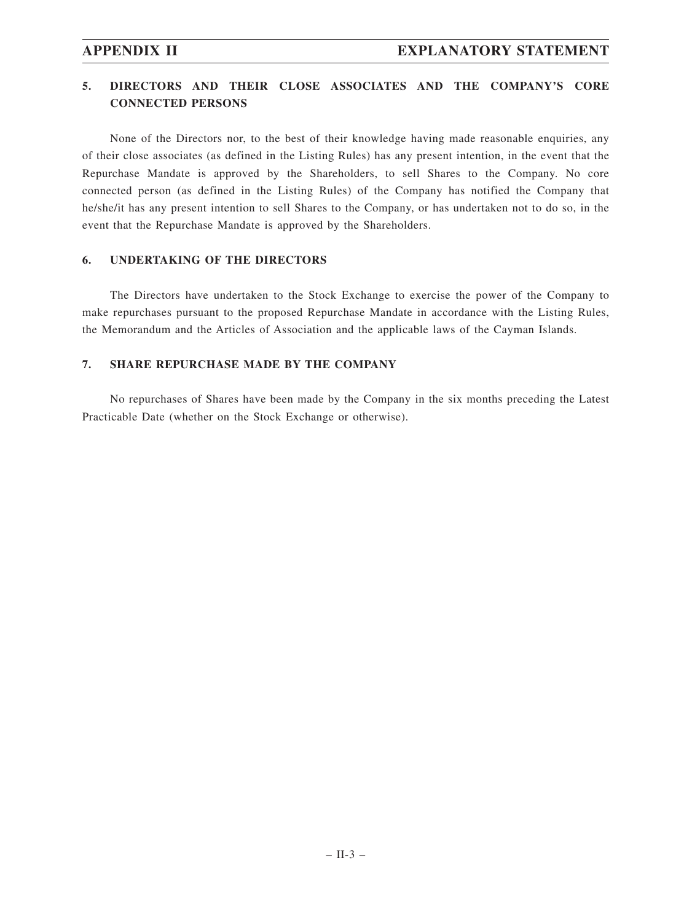## 5. DIRECTORS AND THEIR CLOSE ASSOCIATES AND THE COMPANY'S CORE CONNECTED PERSONS

None of the Directors nor, to the best of their knowledge having made reasonable enquiries, any of their close associates (as defined in the Listing Rules) has any present intention, in the event that the Repurchase Mandate is approved by the Shareholders, to sell Shares to the Company. No core connected person (as defined in the Listing Rules) of the Company has notified the Company that he/she/it has any present intention to sell Shares to the Company, or has undertaken not to do so, in the event that the Repurchase Mandate is approved by the Shareholders.

## 6. UNDERTAKING OF THE DIRECTORS

The Directors have undertaken to the Stock Exchange to exercise the power of the Company to make repurchases pursuant to the proposed Repurchase Mandate in accordance with the Listing Rules, the Memorandum and the Articles of Association and the applicable laws of the Cayman Islands.

## 7. SHARE REPURCHASE MADE BY THE COMPANY

No repurchases of Shares have been made by the Company in the six months preceding the Latest Practicable Date (whether on the Stock Exchange or otherwise).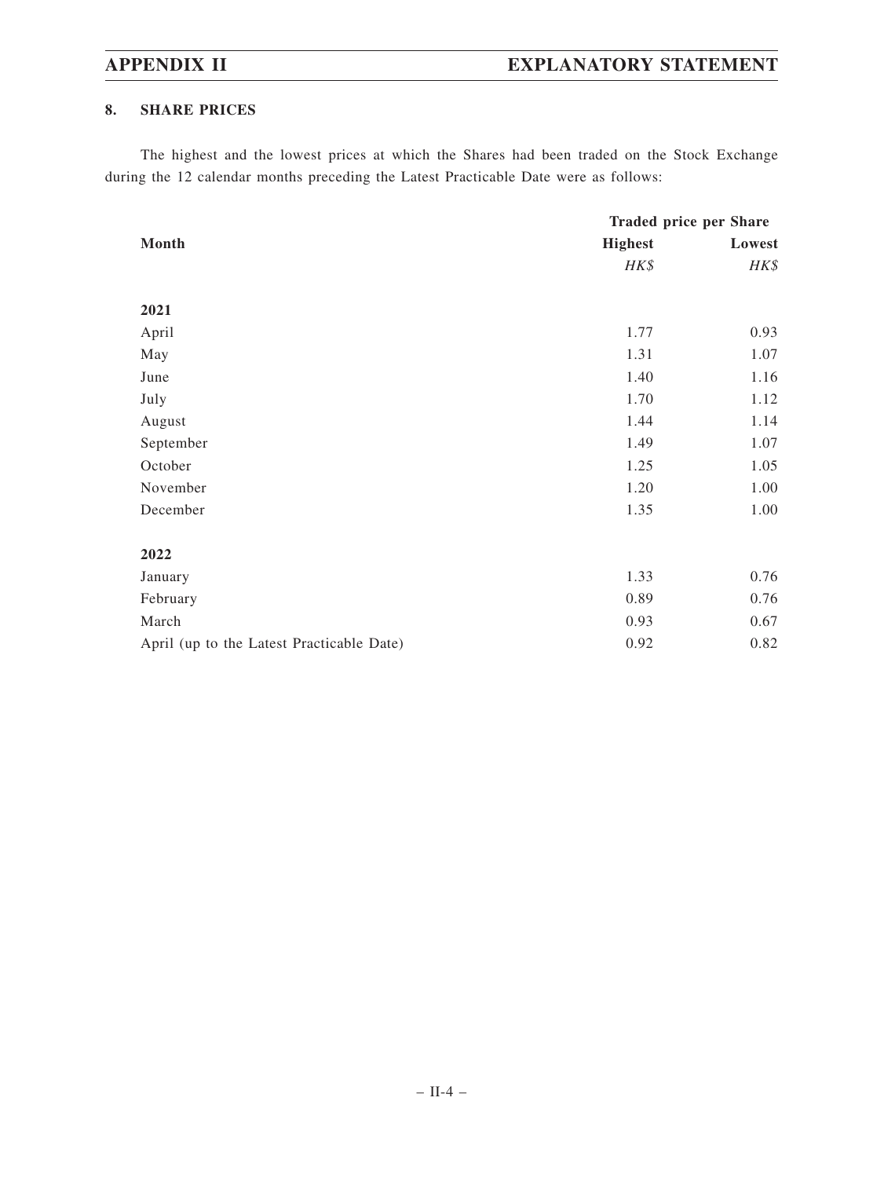## 8. SHARE PRICES

The highest and the lowest prices at which the Shares had been traded on the Stock Exchange during the 12 calendar months preceding the Latest Practicable Date were as follows:

| Month | Traded price per Share | |
|---|---|---|
| | **Highest** | **Lowest** |
| | *HK$* | *HK$* |
| **2021** | | |
| April | 1.77 | 0.93 |
| May | 1.31 | 1.07 |
| June | 1.40 | 1.16 |
| July | 1.70 | 1.12 |
| August | 1.44 | 1.14 |
| September | 1.49 | 1.07 |
| October | 1.25 | 1.05 |
| November | 1.20 | 1.00 |
| December | 1.35 | 1.00 |
| **2022** | | |
| January | 1.33 | 0.76 |
| February | 0.89 | 0.76 |
| March | 0.93 | 0.67 |
| April (up to the Latest Practicable Date) | 0.92 | 0.82 |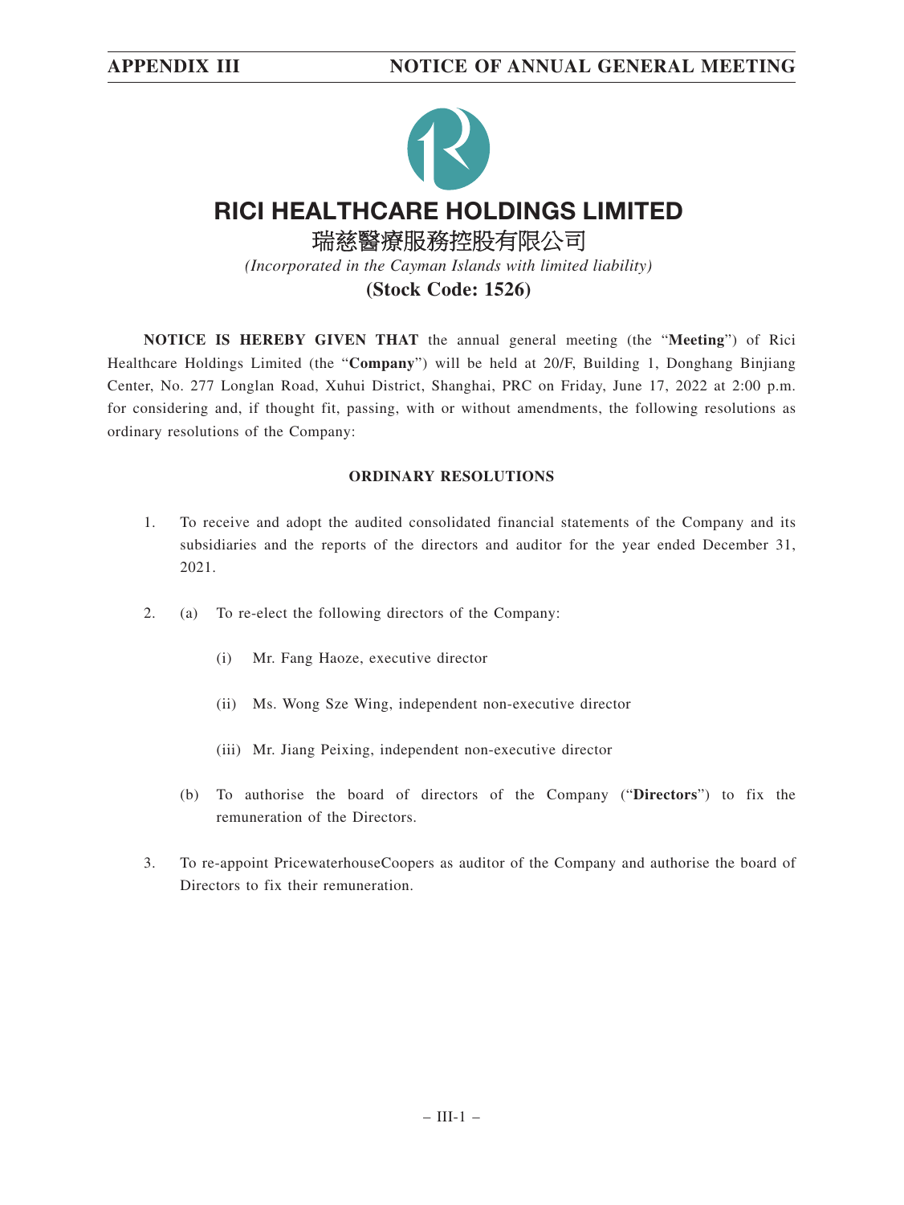# RICI HEALTHCARE HOLDINGS LIMITED

## 瑞慈醫療服務控股有限公司

*(Incorporated in the Cayman Islands with limited liability)*

**(Stock Code: 1526)**

**NOTICE IS HEREBY GIVEN THAT** the annual general meeting (the "**Meeting**") of Rici Healthcare Holdings Limited (the "**Company**") will be held at 20/F, Building 1, Donghang Binjiang Center, No. 277 Longlan Road, Xuhui District, Shanghai, PRC on Friday, June 17, 2022 at 2:00 p.m. for considering and, if thought fit, passing, with or without amendments, the following resolutions as ordinary resolutions of the Company:

**ORDINARY RESOLUTIONS**

1. To receive and adopt the audited consolidated financial statements of the Company and its subsidiaries and the reports of the directors and auditor for the year ended December 31, 2021.

2. (a) To re-elect the following directors of the Company:

   (i) Mr. Fang Haoze, executive director

   (ii) Ms. Wong Sze Wing, independent non-executive director

   (iii) Mr. Jiang Peixing, independent non-executive director

   (b) To authorise the board of directors of the Company ("**Directors**") to fix the remuneration of the Directors.

3. To re-appoint PricewaterhouseCoopers as auditor of the Company and authorise the board of Directors to fix their remuneration.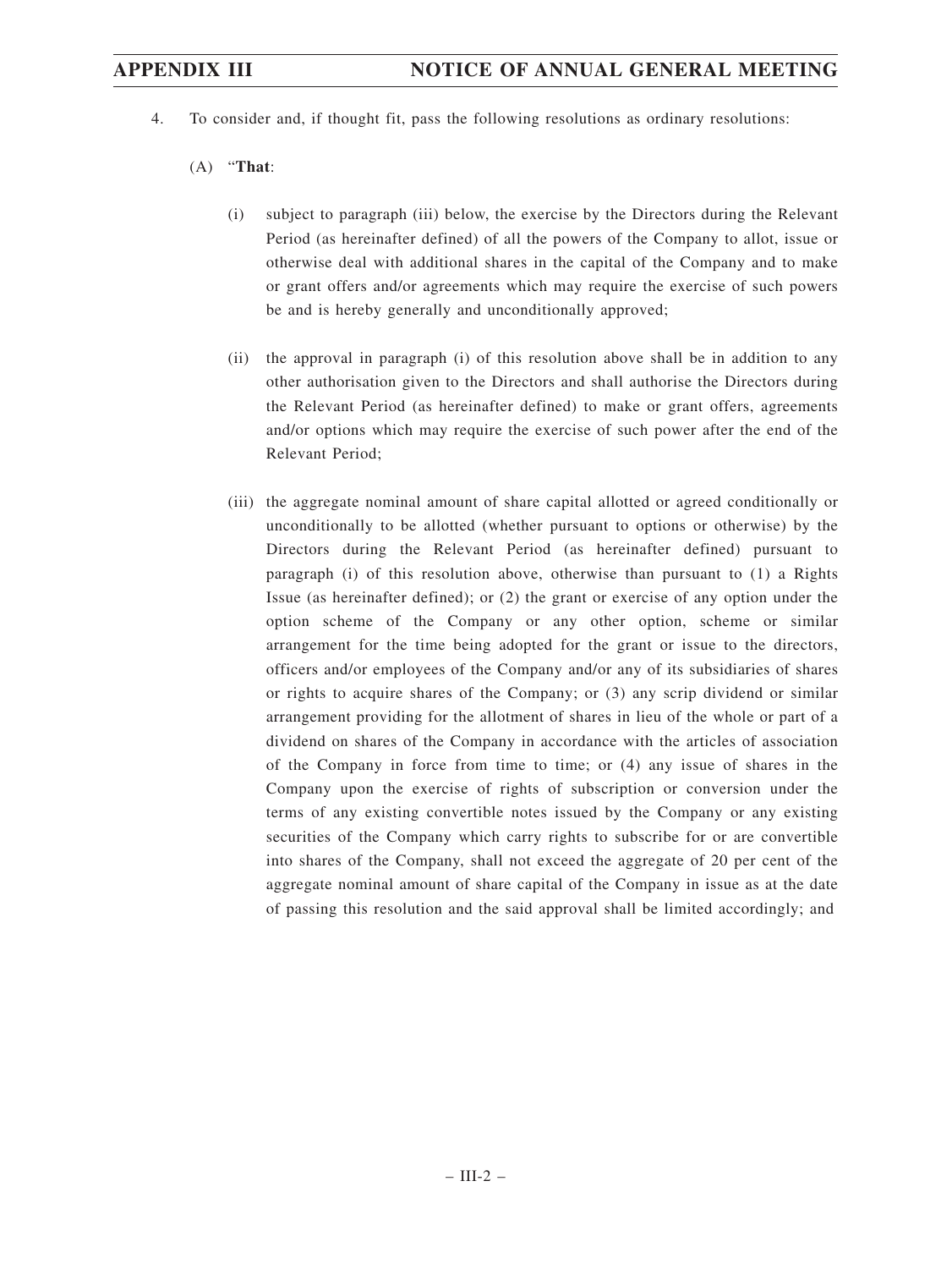4. To consider and, if thought fit, pass the following resolutions as ordinary resolutions:

   (A) "**That**:

   (i) subject to paragraph (iii) below, the exercise by the Directors during the Relevant Period (as hereinafter defined) of all the powers of the Company to allot, issue or otherwise deal with additional shares in the capital of the Company and to make or grant offers and/or agreements which may require the exercise of such powers be and is hereby generally and unconditionally approved;

   (ii) the approval in paragraph (i) of this resolution above shall be in addition to any other authorisation given to the Directors and shall authorise the Directors during the Relevant Period (as hereinafter defined) to make or grant offers, agreements and/or options which may require the exercise of such power after the end of the Relevant Period;

   (iii) the aggregate nominal amount of share capital allotted or agreed conditionally or unconditionally to be allotted (whether pursuant to options or otherwise) by the Directors during the Relevant Period (as hereinafter defined) pursuant to paragraph (i) of this resolution above, otherwise than pursuant to (1) a Rights Issue (as hereinafter defined); or (2) the grant or exercise of any option under the option scheme of the Company or any other option, scheme or similar arrangement for the time being adopted for the grant or issue to the directors, officers and/or employees of the Company and/or any of its subsidiaries of shares or rights to acquire shares of the Company; or (3) any scrip dividend or similar arrangement providing for the allotment of shares in lieu of the whole or part of a dividend on shares of the Company in accordance with the articles of association of the Company in force from time to time; or (4) any issue of shares in the Company upon the exercise of rights of subscription or conversion under the terms of any existing convertible notes issued by the Company or any existing securities of the Company which carry rights to subscribe for or are convertible into shares of the Company, shall not exceed the aggregate of 20 per cent of the aggregate nominal amount of share capital of the Company in issue as at the date of passing this resolution and the said approval shall be limited accordingly; and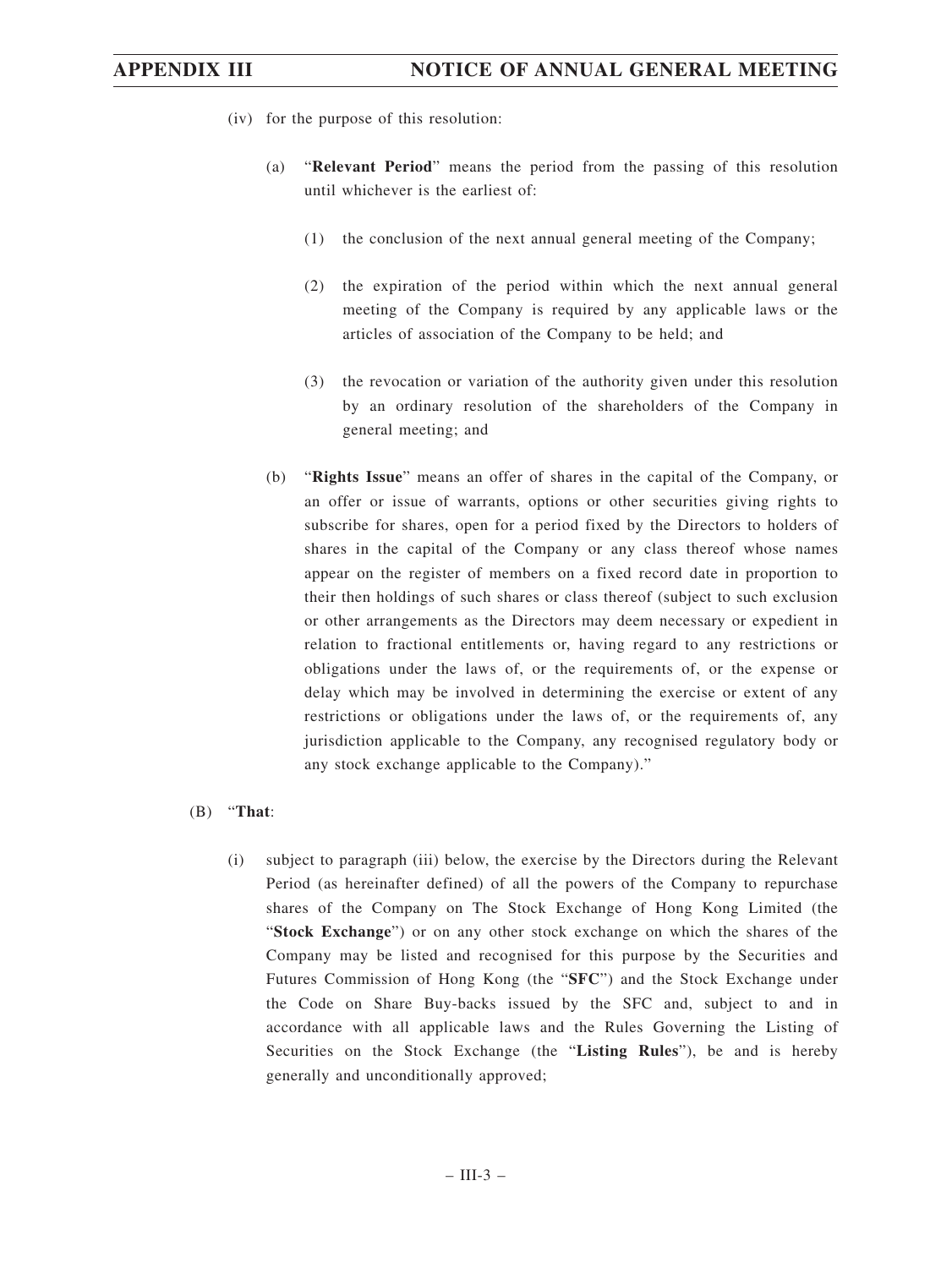(iv) for the purpose of this resolution:

(a) "**Relevant Period**" means the period from the passing of this resolution until whichever is the earliest of:

(1) the conclusion of the next annual general meeting of the Company;

(2) the expiration of the period within which the next annual general meeting of the Company is required by any applicable laws or the articles of association of the Company to be held; and

(3) the revocation or variation of the authority given under this resolution by an ordinary resolution of the shareholders of the Company in general meeting; and

(b) "**Rights Issue**" means an offer of shares in the capital of the Company, or an offer or issue of warrants, options or other securities giving rights to subscribe for shares, open for a period fixed by the Directors to holders of shares in the capital of the Company or any class thereof whose names appear on the register of members on a fixed record date in proportion to their then holdings of such shares or class thereof (subject to such exclusion or other arrangements as the Directors may deem necessary or expedient in relation to fractional entitlements or, having regard to any restrictions or obligations under the laws of, or the requirements of, or the expense or delay which may be involved in determining the exercise or extent of any restrictions or obligations under the laws of, or the requirements of, any jurisdiction applicable to the Company, any recognised regulatory body or any stock exchange applicable to the Company)."

(B) "**That**:

(i) subject to paragraph (iii) below, the exercise by the Directors during the Relevant Period (as hereinafter defined) of all the powers of the Company to repurchase shares of the Company on The Stock Exchange of Hong Kong Limited (the "**Stock Exchange**") or on any other stock exchange on which the shares of the Company may be listed and recognised for this purpose by the Securities and Futures Commission of Hong Kong (the "**SFC**") and the Stock Exchange under the Code on Share Buy-backs issued by the SFC and, subject to and in accordance with all applicable laws and the Rules Governing the Listing of Securities on the Stock Exchange (the "**Listing Rules**"), be and is hereby generally and unconditionally approved;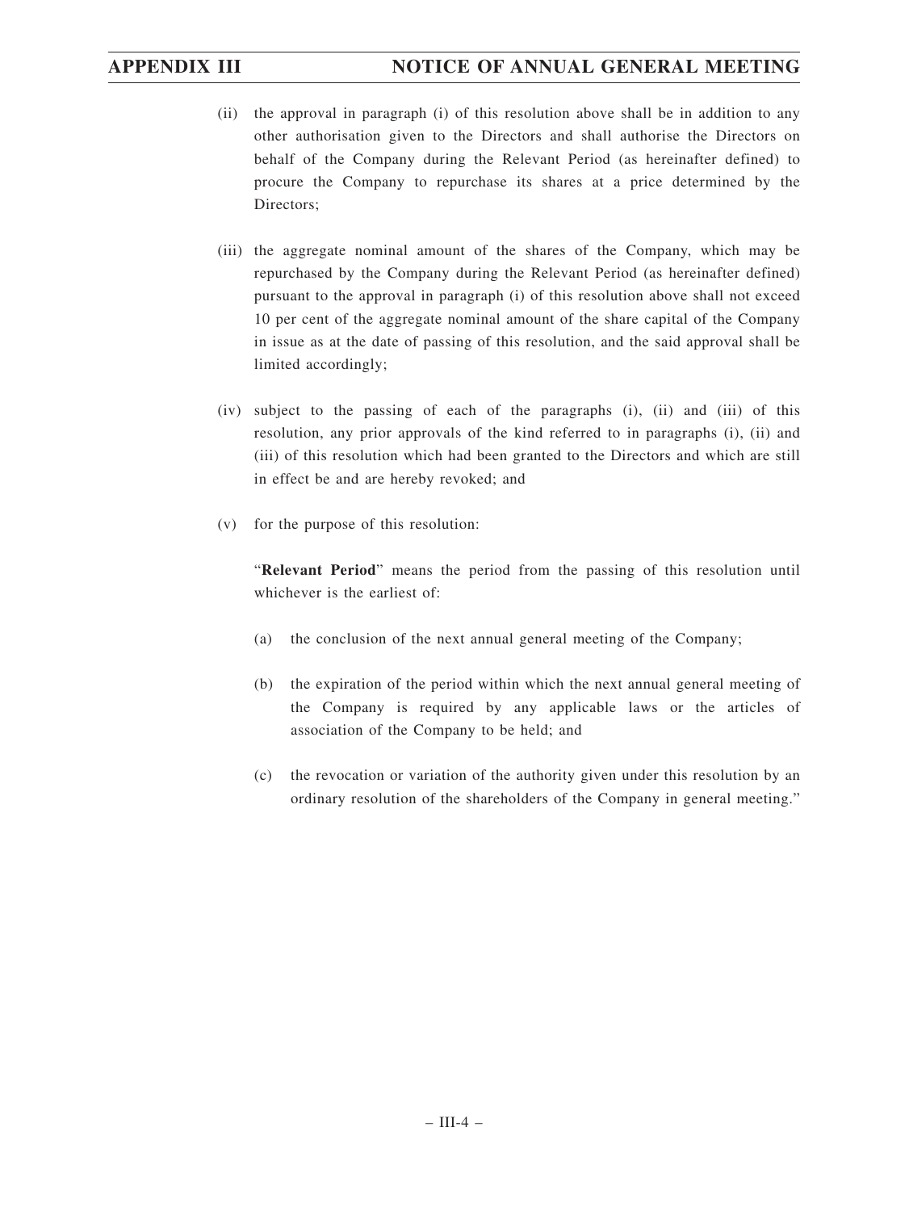(ii) the approval in paragraph (i) of this resolution above shall be in addition to any other authorisation given to the Directors and shall authorise the Directors on behalf of the Company during the Relevant Period (as hereinafter defined) to procure the Company to repurchase its shares at a price determined by the Directors;

(iii) the aggregate nominal amount of the shares of the Company, which may be repurchased by the Company during the Relevant Period (as hereinafter defined) pursuant to the approval in paragraph (i) of this resolution above shall not exceed 10 per cent of the aggregate nominal amount of the share capital of the Company in issue as at the date of passing of this resolution, and the said approval shall be limited accordingly;

(iv) subject to the passing of each of the paragraphs (i), (ii) and (iii) of this resolution, any prior approvals of the kind referred to in paragraphs (i), (ii) and (iii) of this resolution which had been granted to the Directors and which are still in effect be and are hereby revoked; and

(v) for the purpose of this resolution:

"**Relevant Period**" means the period from the passing of this resolution until whichever is the earliest of:

(a) the conclusion of the next annual general meeting of the Company;

(b) the expiration of the period within which the next annual general meeting of the Company is required by any applicable laws or the articles of association of the Company to be held; and

(c) the revocation or variation of the authority given under this resolution by an ordinary resolution of the shareholders of the Company in general meeting."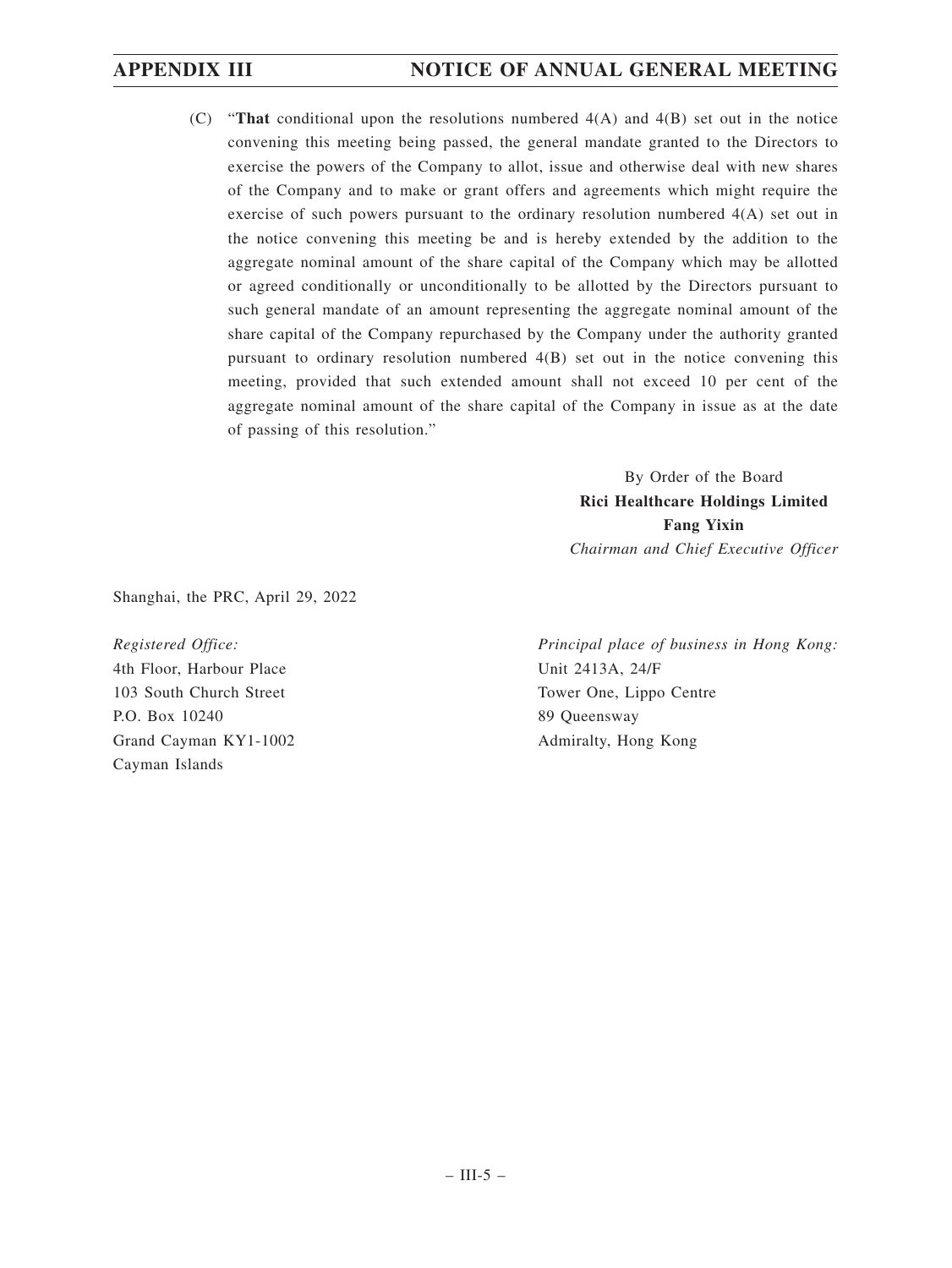(C) "**That** conditional upon the resolutions numbered 4(A) and 4(B) set out in the notice convening this meeting being passed, the general mandate granted to the Directors to exercise the powers of the Company to allot, issue and otherwise deal with new shares of the Company and to make or grant offers and agreements which might require the exercise of such powers pursuant to the ordinary resolution numbered 4(A) set out in the notice convening this meeting be and is hereby extended by the addition to the aggregate nominal amount of the share capital of the Company which may be allotted or agreed conditionally or unconditionally to be allotted by the Directors pursuant to such general mandate of an amount representing the aggregate nominal amount of the share capital of the Company repurchased by the Company under the authority granted pursuant to ordinary resolution numbered 4(B) set out in the notice convening this meeting, provided that such extended amount shall not exceed 10 per cent of the aggregate nominal amount of the share capital of the Company in issue as at the date of passing of this resolution."

By Order of the Board
**Rici Healthcare Holdings Limited**
**Fang Yixin**
*Chairman and Chief Executive Officer*

Shanghai, the PRC, April 29, 2022

*Registered Office:*
4th Floor, Harbour Place
103 South Church Street
P.O. Box 10240
Grand Cayman KY1-1002
Cayman Islands

*Principal place of business in Hong Kong:*
Unit 2413A, 24/F
Tower One, Lippo Centre
89 Queensway
Admiralty, Hong Kong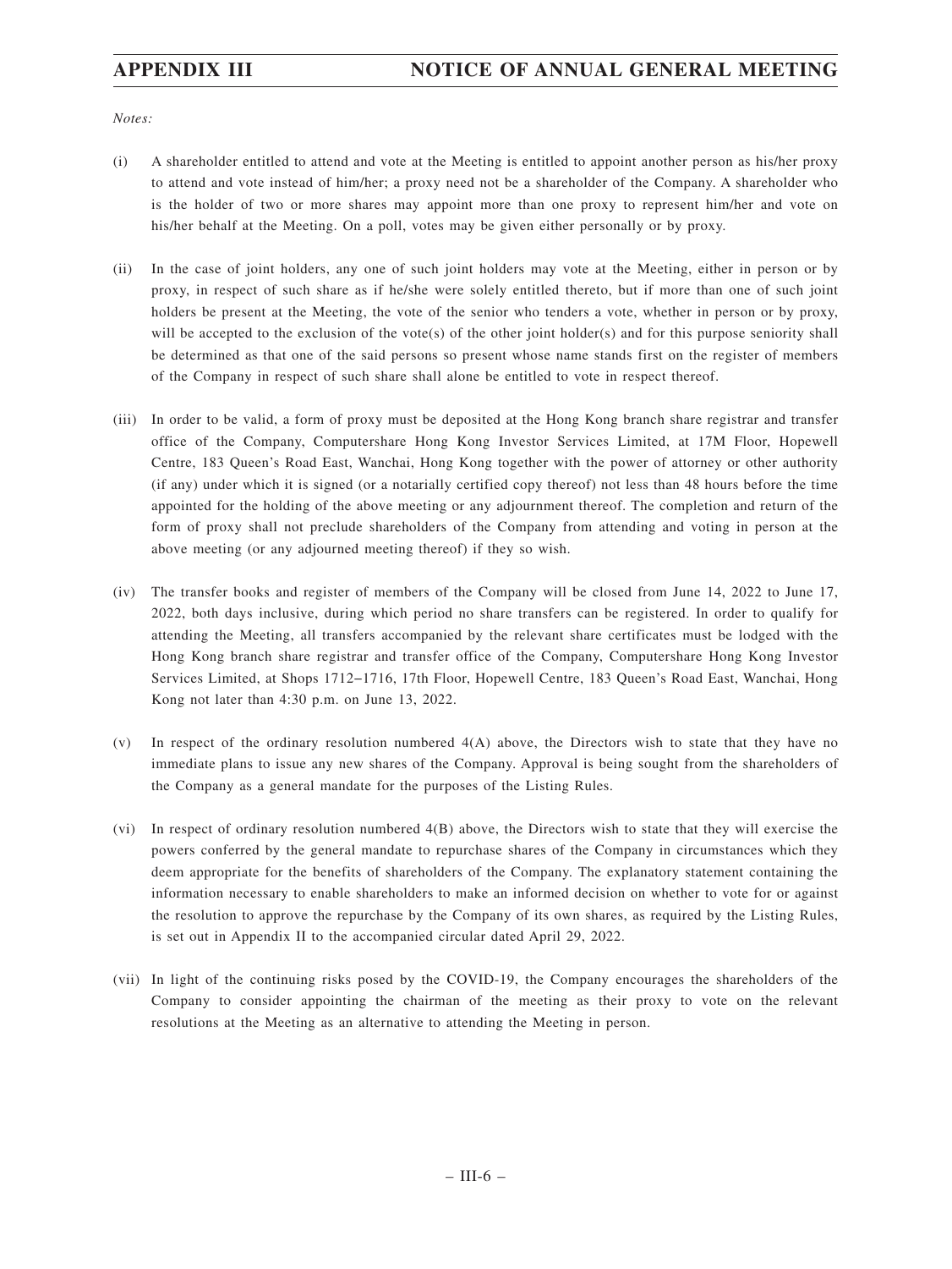*Notes:*

(i) A shareholder entitled to attend and vote at the Meeting is entitled to appoint another person as his/her proxy to attend and vote instead of him/her; a proxy need not be a shareholder of the Company. A shareholder who is the holder of two or more shares may appoint more than one proxy to represent him/her and vote on his/her behalf at the Meeting. On a poll, votes may be given either personally or by proxy.

(ii) In the case of joint holders, any one of such joint holders may vote at the Meeting, either in person or by proxy, in respect of such share as if he/she were solely entitled thereto, but if more than one of such joint holders be present at the Meeting, the vote of the senior who tenders a vote, whether in person or by proxy, will be accepted to the exclusion of the vote(s) of the other joint holder(s) and for this purpose seniority shall be determined as that one of the said persons so present whose name stands first on the register of members of the Company in respect of such share shall alone be entitled to vote in respect thereof.

(iii) In order to be valid, a form of proxy must be deposited at the Hong Kong branch share registrar and transfer office of the Company, Computershare Hong Kong Investor Services Limited, at 17M Floor, Hopewell Centre, 183 Queen's Road East, Wanchai, Hong Kong together with the power of attorney or other authority (if any) under which it is signed (or a notarially certified copy thereof) not less than 48 hours before the time appointed for the holding of the above meeting or any adjournment thereof. The completion and return of the form of proxy shall not preclude shareholders of the Company from attending and voting in person at the above meeting (or any adjourned meeting thereof) if they so wish.

(iv) The transfer books and register of members of the Company will be closed from June 14, 2022 to June 17, 2022, both days inclusive, during which period no share transfers can be registered. In order to qualify for attending the Meeting, all transfers accompanied by the relevant share certificates must be lodged with the Hong Kong branch share registrar and transfer office of the Company, Computershare Hong Kong Investor Services Limited, at Shops 1712–1716, 17th Floor, Hopewell Centre, 183 Queen's Road East, Wanchai, Hong Kong not later than 4:30 p.m. on June 13, 2022.

(v) In respect of the ordinary resolution numbered 4(A) above, the Directors wish to state that they have no immediate plans to issue any new shares of the Company. Approval is being sought from the shareholders of the Company as a general mandate for the purposes of the Listing Rules.

(vi) In respect of ordinary resolution numbered 4(B) above, the Directors wish to state that they will exercise the powers conferred by the general mandate to repurchase shares of the Company in circumstances which they deem appropriate for the benefits of shareholders of the Company. The explanatory statement containing the information necessary to enable shareholders to make an informed decision on whether to vote for or against the resolution to approve the repurchase by the Company of its own shares, as required by the Listing Rules, is set out in Appendix II to the accompanied circular dated April 29, 2022.

(vii) In light of the continuing risks posed by the COVID-19, the Company encourages the shareholders of the Company to consider appointing the chairman of the meeting as their proxy to vote on the relevant resolutions at the Meeting as an alternative to attending the Meeting in person.